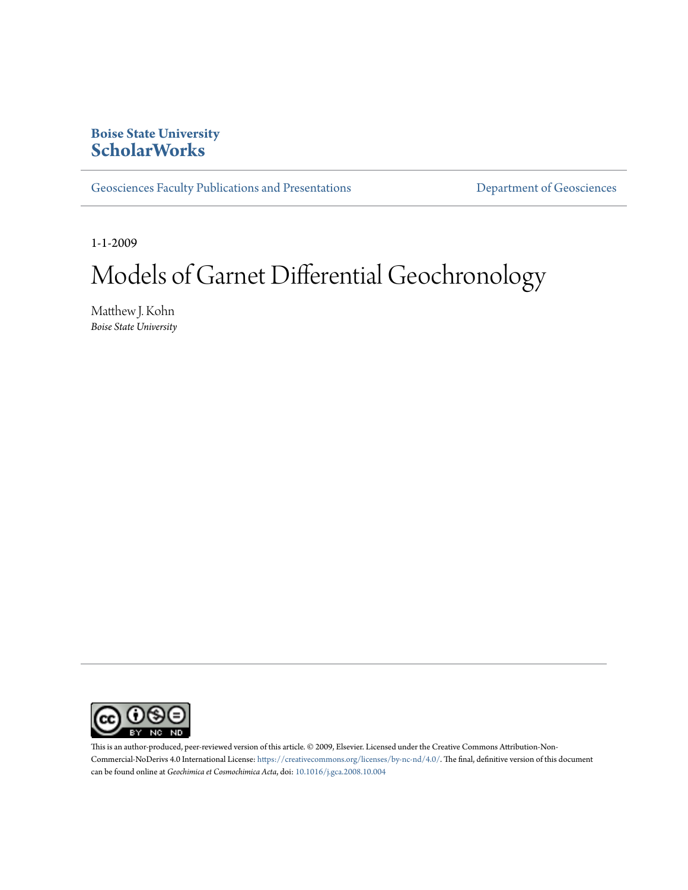**Boise State University**
**ScholarWorks**

Geosciences Faculty Publications and Presentations

Department of Geosciences

1-1-2009

# Models of Garnet Differential Geochronology

Matthew J. Kohn
*Boise State University*

This is an author-produced, peer-reviewed version of this article. © 2009, Elsevier. Licensed under the Creative Commons Attribution-Non-Commercial-NoDerivs 4.0 International License: https://creativecommons.org/licenses/by-nc-nd/4.0/. The final, definitive version of this document can be found online at *Geochimica et Cosmochimica Acta*, doi: 10.1016/j.gca.2008.10.004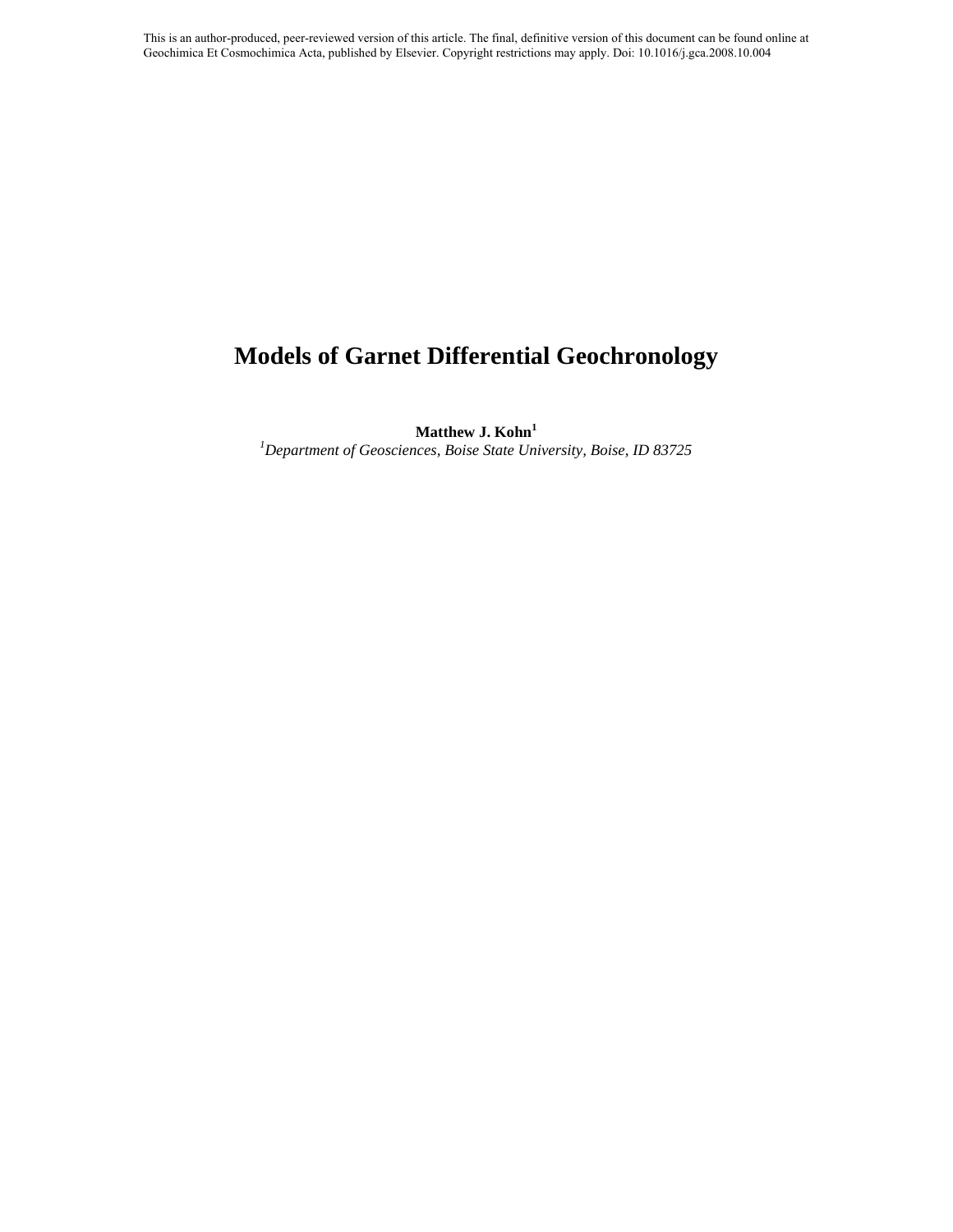This is an author-produced, peer-reviewed version of this article. The final, definitive version of this document can be found online at Geochimica Et Cosmochimica Acta, published by Elsevier. Copyright restrictions may apply. Doi: 10.1016/j.gca.2008.10.004

# Models of Garnet Differential Geochronology

**Matthew J. Kohn**[1]

[1]*Department of Geosciences, Boise State University, Boise, ID 83725*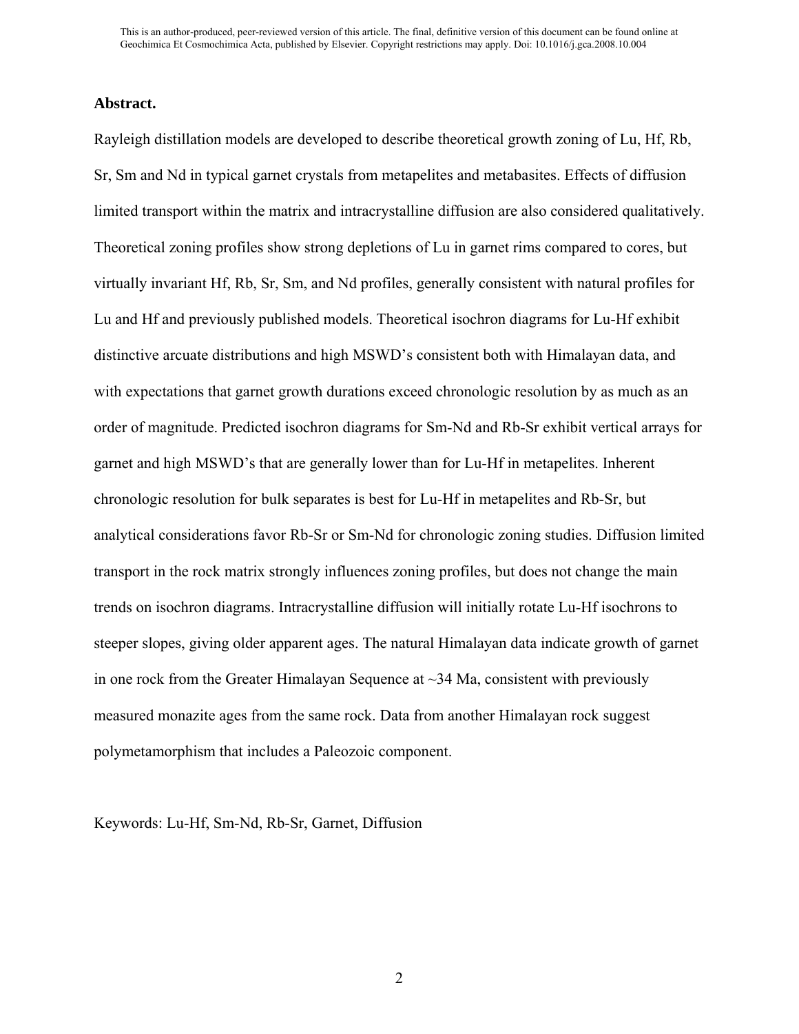**Abstract.**

Rayleigh distillation models are developed to describe theoretical growth zoning of Lu, Hf, Rb, Sr, Sm and Nd in typical garnet crystals from metapelites and metabasites. Effects of diffusion limited transport within the matrix and intracrystalline diffusion are also considered qualitatively. Theoretical zoning profiles show strong depletions of Lu in garnet rims compared to cores, but virtually invariant Hf, Rb, Sr, Sm, and Nd profiles, generally consistent with natural profiles for Lu and Hf and previously published models. Theoretical isochron diagrams for Lu-Hf exhibit distinctive arcuate distributions and high MSWD's consistent both with Himalayan data, and with expectations that garnet growth durations exceed chronologic resolution by as much as an order of magnitude. Predicted isochron diagrams for Sm-Nd and Rb-Sr exhibit vertical arrays for garnet and high MSWD's that are generally lower than for Lu-Hf in metapelites. Inherent chronologic resolution for bulk separates is best for Lu-Hf in metapelites and Rb-Sr, but analytical considerations favor Rb-Sr or Sm-Nd for chronologic zoning studies. Diffusion limited transport in the rock matrix strongly influences zoning profiles, but does not change the main trends on isochron diagrams. Intracrystalline diffusion will initially rotate Lu-Hf isochrons to steeper slopes, giving older apparent ages. The natural Himalayan data indicate growth of garnet in one rock from the Greater Himalayan Sequence at ~34 Ma, consistent with previously measured monazite ages from the same rock. Data from another Himalayan rock suggest polymetamorphism that includes a Paleozoic component.

Keywords: Lu-Hf, Sm-Nd, Rb-Sr, Garnet, Diffusion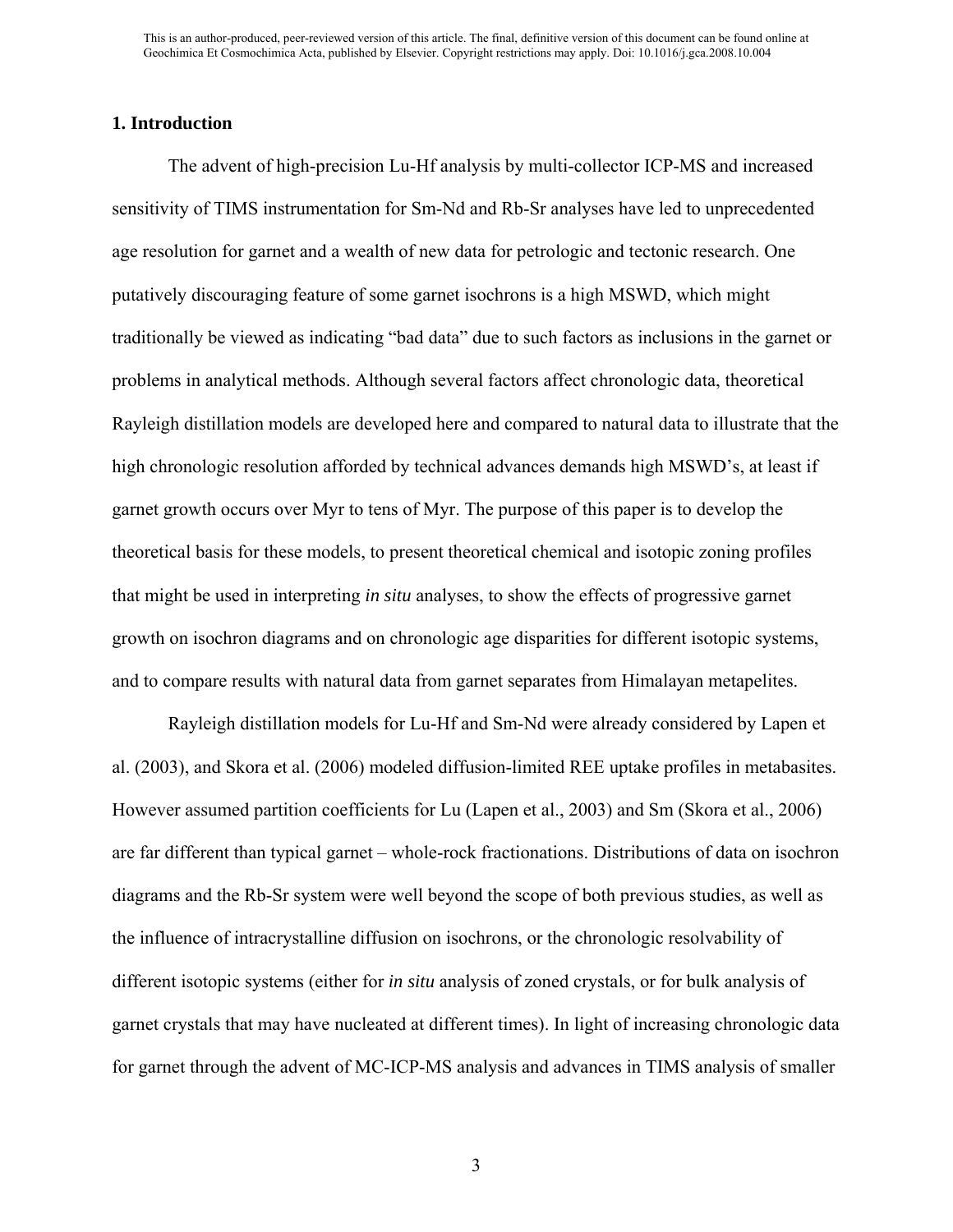## 1. Introduction

The advent of high-precision Lu-Hf analysis by multi-collector ICP-MS and increased sensitivity of TIMS instrumentation for Sm-Nd and Rb-Sr analyses have led to unprecedented age resolution for garnet and a wealth of new data for petrologic and tectonic research. One putatively discouraging feature of some garnet isochrons is a high MSWD, which might traditionally be viewed as indicating "bad data" due to such factors as inclusions in the garnet or problems in analytical methods. Although several factors affect chronologic data, theoretical Rayleigh distillation models are developed here and compared to natural data to illustrate that the high chronologic resolution afforded by technical advances demands high MSWD's, at least if garnet growth occurs over Myr to tens of Myr. The purpose of this paper is to develop the theoretical basis for these models, to present theoretical chemical and isotopic zoning profiles that might be used in interpreting *in situ* analyses, to show the effects of progressive garnet growth on isochron diagrams and on chronologic age disparities for different isotopic systems, and to compare results with natural data from garnet separates from Himalayan metapelites.

Rayleigh distillation models for Lu-Hf and Sm-Nd were already considered by Lapen et al. (2003), and Skora et al. (2006) modeled diffusion-limited REE uptake profiles in metabasites. However assumed partition coefficients for Lu (Lapen et al., 2003) and Sm (Skora et al., 2006) are far different than typical garnet – whole-rock fractionations. Distributions of data on isochron diagrams and the Rb-Sr system were well beyond the scope of both previous studies, as well as the influence of intracrystalline diffusion on isochrons, or the chronologic resolvability of different isotopic systems (either for *in situ* analysis of zoned crystals, or for bulk analysis of garnet crystals that may have nucleated at different times). In light of increasing chronologic data for garnet through the advent of MC-ICP-MS analysis and advances in TIMS analysis of smaller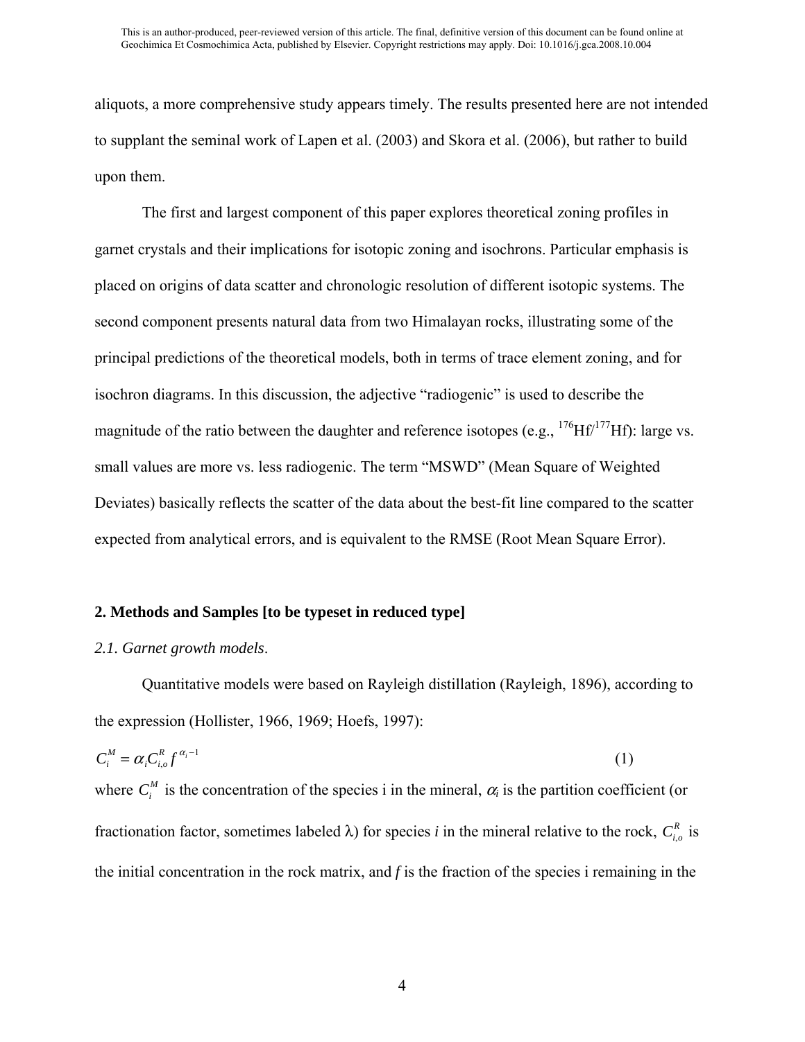aliquots, a more comprehensive study appears timely. The results presented here are not intended to supplant the seminal work of Lapen et al. (2003) and Skora et al. (2006), but rather to build upon them.

The first and largest component of this paper explores theoretical zoning profiles in garnet crystals and their implications for isotopic zoning and isochrons. Particular emphasis is placed on origins of data scatter and chronologic resolution of different isotopic systems. The second component presents natural data from two Himalayan rocks, illustrating some of the principal predictions of the theoretical models, both in terms of trace element zoning, and for isochron diagrams. In this discussion, the adjective "radiogenic" is used to describe the magnitude of the ratio between the daughter and reference isotopes (e.g., $^{176}Hf/^{177}Hf$): large vs. small values are more vs. less radiogenic. The term "MSWD" (Mean Square of Weighted Deviates) basically reflects the scatter of the data about the best-fit line compared to the scatter expected from analytical errors, and is equivalent to the RMSE (Root Mean Square Error).

## 2. Methods and Samples [to be typeset in reduced type]

### *2.1. Garnet growth models*.

Quantitative models were based on Rayleigh distillation (Rayleigh, 1896), according to the expression (Hollister, 1966, 1969; Hoefs, 1997):

$$C_i^M = \alpha_i C_{i,o}^R f^{\alpha_i - 1} \quad (1)$$

where $C_i^M$ is the concentration of the species i in the mineral, $\alpha_i$ is the partition coefficient (or fractionation factor, sometimes labeled $\lambda$) for species *i* in the mineral relative to the rock, $C_{i,o}^R$ is the initial concentration in the rock matrix, and *f* is the fraction of the species i remaining in the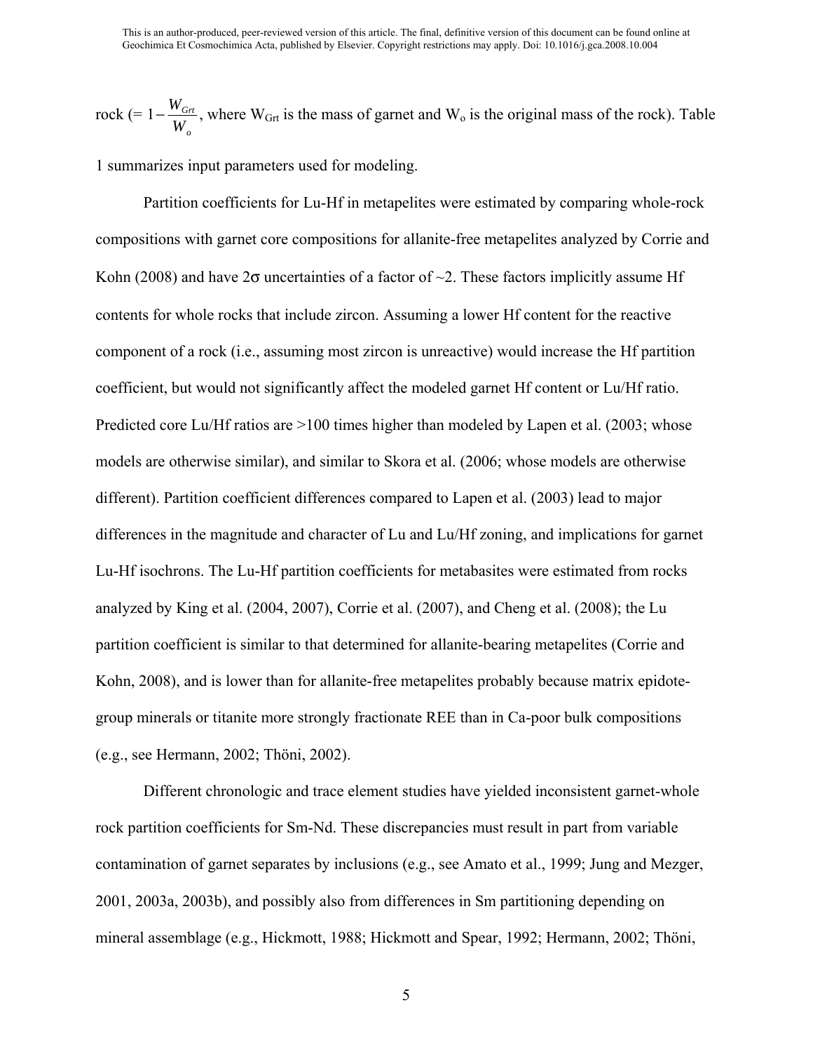rock (= $1-\frac{W_{Grt}}{W_o}$, where $W_{Grt}$ is the mass of garnet and $W_o$ is the original mass of the rock). Table 1 summarizes input parameters used for modeling.

Partition coefficients for Lu-Hf in metapelites were estimated by comparing whole-rock compositions with garnet core compositions for allanite-free metapelites analyzed by Corrie and Kohn (2008) and have 2σ uncertainties of a factor of ~2. These factors implicitly assume Hf contents for whole rocks that include zircon. Assuming a lower Hf content for the reactive component of a rock (i.e., assuming most zircon is unreactive) would increase the Hf partition coefficient, but would not significantly affect the modeled garnet Hf content or Lu/Hf ratio. Predicted core Lu/Hf ratios are >100 times higher than modeled by Lapen et al. (2003; whose models are otherwise similar), and similar to Skora et al. (2006; whose models are otherwise different). Partition coefficient differences compared to Lapen et al. (2003) lead to major differences in the magnitude and character of Lu and Lu/Hf zoning, and implications for garnet Lu-Hf isochrons. The Lu-Hf partition coefficients for metabasites were estimated from rocks analyzed by King et al. (2004, 2007), Corrie et al. (2007), and Cheng et al. (2008); the Lu partition coefficient is similar to that determined for allanite-bearing metapelites (Corrie and Kohn, 2008), and is lower than for allanite-free metapelites probably because matrix epidote-group minerals or titanite more strongly fractionate REE than in Ca-poor bulk compositions (e.g., see Hermann, 2002; Thöni, 2002).

Different chronologic and trace element studies have yielded inconsistent garnet-whole rock partition coefficients for Sm-Nd. These discrepancies must result in part from variable contamination of garnet separates by inclusions (e.g., see Amato et al., 1999; Jung and Mezger, 2001, 2003a, 2003b), and possibly also from differences in Sm partitioning depending on mineral assemblage (e.g., Hickmott, 1988; Hickmott and Spear, 1992; Hermann, 2002; Thöni,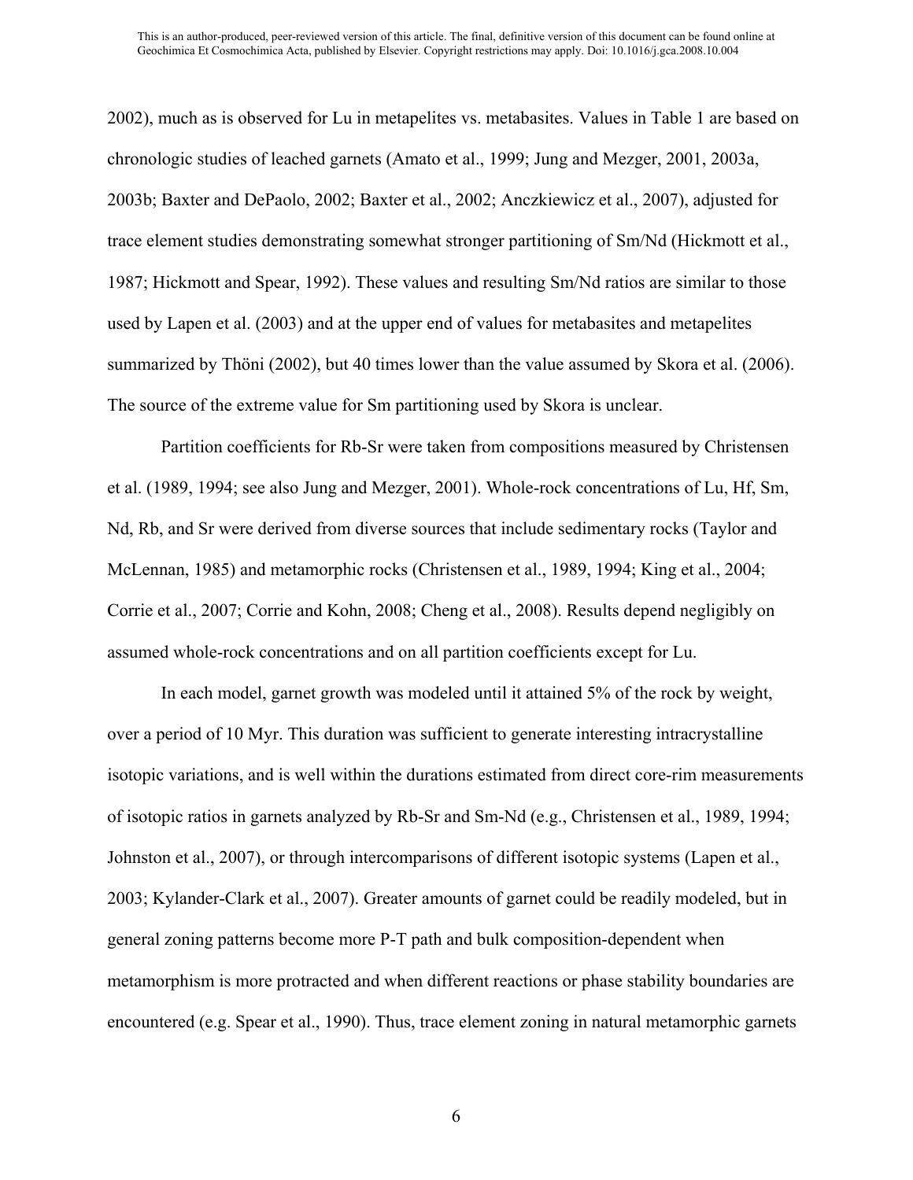2002), much as is observed for Lu in metapelites vs. metabasites. Values in Table 1 are based on chronologic studies of leached garnets (Amato et al., 1999; Jung and Mezger, 2001, 2003a, 2003b; Baxter and DePaolo, 2002; Baxter et al., 2002; Anczkiewicz et al., 2007), adjusted for trace element studies demonstrating somewhat stronger partitioning of Sm/Nd (Hickmott et al., 1987; Hickmott and Spear, 1992). These values and resulting Sm/Nd ratios are similar to those used by Lapen et al. (2003) and at the upper end of values for metabasites and metapelites summarized by Thöni (2002), but 40 times lower than the value assumed by Skora et al. (2006). The source of the extreme value for Sm partitioning used by Skora is unclear.

Partition coefficients for Rb-Sr were taken from compositions measured by Christensen et al. (1989, 1994; see also Jung and Mezger, 2001). Whole-rock concentrations of Lu, Hf, Sm, Nd, Rb, and Sr were derived from diverse sources that include sedimentary rocks (Taylor and McLennan, 1985) and metamorphic rocks (Christensen et al., 1989, 1994; King et al., 2004; Corrie et al., 2007; Corrie and Kohn, 2008; Cheng et al., 2008). Results depend negligibly on assumed whole-rock concentrations and on all partition coefficients except for Lu.

In each model, garnet growth was modeled until it attained 5% of the rock by weight, over a period of 10 Myr. This duration was sufficient to generate interesting intracrystalline isotopic variations, and is well within the durations estimated from direct core-rim measurements of isotopic ratios in garnets analyzed by Rb-Sr and Sm-Nd (e.g., Christensen et al., 1989, 1994; Johnston et al., 2007), or through intercomparisons of different isotopic systems (Lapen et al., 2003; Kylander-Clark et al., 2007). Greater amounts of garnet could be readily modeled, but in general zoning patterns become more P-T path and bulk composition-dependent when metamorphism is more protracted and when different reactions or phase stability boundaries are encountered (e.g. Spear et al., 1990). Thus, trace element zoning in natural metamorphic garnets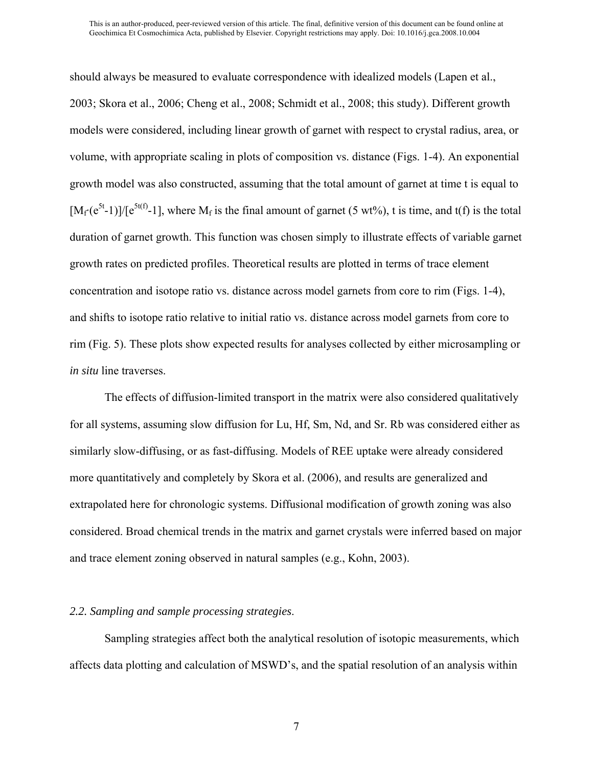should always be measured to evaluate correspondence with idealized models (Lapen et al., 2003; Skora et al., 2006; Cheng et al., 2008; Schmidt et al., 2008; this study). Different growth models were considered, including linear growth of garnet with respect to crystal radius, area, or volume, with appropriate scaling in plots of composition vs. distance (Figs. 1-4). An exponential growth model was also constructed, assuming that the total amount of garnet at time t is equal to $[M_f \cdot (e^{5t}-1)]/[e^{5t(f)}-1]$, where $M_f$ is the final amount of garnet (5 wt%), t is time, and t(f) is the total duration of garnet growth. This function was chosen simply to illustrate effects of variable garnet growth rates on predicted profiles. Theoretical results are plotted in terms of trace element concentration and isotope ratio vs. distance across model garnets from core to rim (Figs. 1-4), and shifts to isotope ratio relative to initial ratio vs. distance across model garnets from core to rim (Fig. 5). These plots show expected results for analyses collected by either microsampling or *in situ* line traverses.

The effects of diffusion-limited transport in the matrix were also considered qualitatively for all systems, assuming slow diffusion for Lu, Hf, Sm, Nd, and Sr. Rb was considered either as similarly slow-diffusing, or as fast-diffusing. Models of REE uptake were already considered more quantitatively and completely by Skora et al. (2006), and results are generalized and extrapolated here for chronologic systems. Diffusional modification of growth zoning was also considered. Broad chemical trends in the matrix and garnet crystals were inferred based on major and trace element zoning observed in natural samples (e.g., Kohn, 2003).

### *2.2. Sampling and sample processing strategies.*

Sampling strategies affect both the analytical resolution of isotopic measurements, which affects data plotting and calculation of MSWD's, and the spatial resolution of an analysis within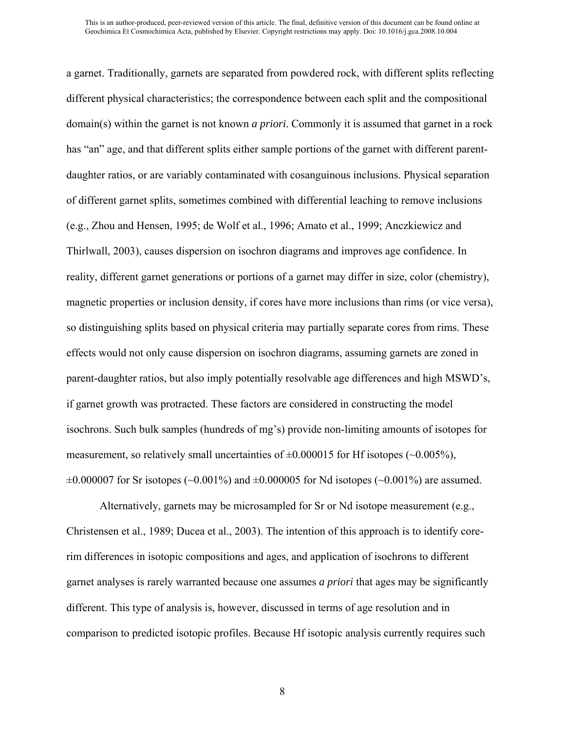a garnet. Traditionally, garnets are separated from powdered rock, with different splits reflecting different physical characteristics; the correspondence between each split and the compositional domain(s) within the garnet is not known *a priori*. Commonly it is assumed that garnet in a rock has "an" age, and that different splits either sample portions of the garnet with different parent-daughter ratios, or are variably contaminated with cosanguinous inclusions. Physical separation of different garnet splits, sometimes combined with differential leaching to remove inclusions (e.g., Zhou and Hensen, 1995; de Wolf et al., 1996; Amato et al., 1999; Anczkiewicz and Thirlwall, 2003), causes dispersion on isochron diagrams and improves age confidence. In reality, different garnet generations or portions of a garnet may differ in size, color (chemistry), magnetic properties or inclusion density, if cores have more inclusions than rims (or vice versa), so distinguishing splits based on physical criteria may partially separate cores from rims. These effects would not only cause dispersion on isochron diagrams, assuming garnets are zoned in parent-daughter ratios, but also imply potentially resolvable age differences and high MSWD's, if garnet growth was protracted. These factors are considered in constructing the model isochrons. Such bulk samples (hundreds of mg's) provide non-limiting amounts of isotopes for measurement, so relatively small uncertainties of ±0.000015 for Hf isotopes (~0.005%), ±0.000007 for Sr isotopes (~0.001%) and ±0.000005 for Nd isotopes (~0.001%) are assumed.

Alternatively, garnets may be microsampled for Sr or Nd isotope measurement (e.g., Christensen et al., 1989; Ducea et al., 2003). The intention of this approach is to identify core-rim differences in isotopic compositions and ages, and application of isochrons to different garnet analyses is rarely warranted because one assumes *a priori* that ages may be significantly different. This type of analysis is, however, discussed in terms of age resolution and in comparison to predicted isotopic profiles. Because Hf isotopic analysis currently requires such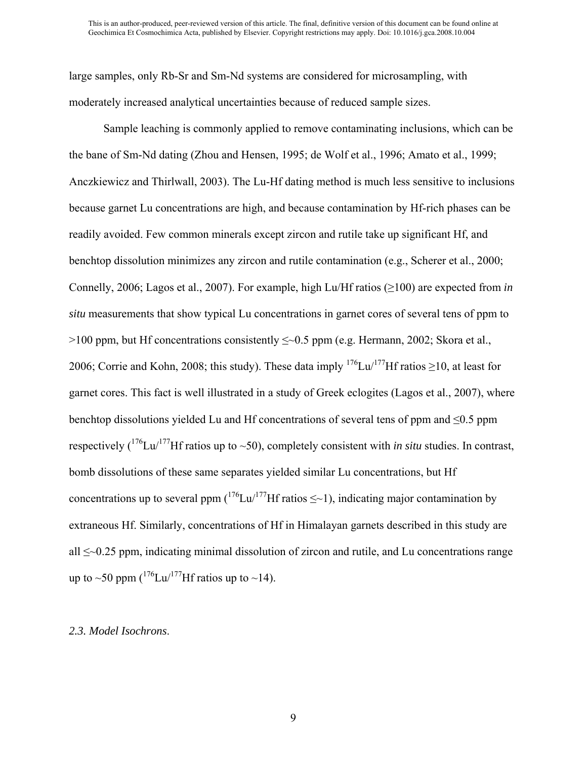large samples, only Rb-Sr and Sm-Nd systems are considered for microsampling, with moderately increased analytical uncertainties because of reduced sample sizes.

Sample leaching is commonly applied to remove contaminating inclusions, which can be the bane of Sm-Nd dating (Zhou and Hensen, 1995; de Wolf et al., 1996; Amato et al., 1999; Anczkiewicz and Thirlwall, 2003). The Lu-Hf dating method is much less sensitive to inclusions because garnet Lu concentrations are high, and because contamination by Hf-rich phases can be readily avoided. Few common minerals except zircon and rutile take up significant Hf, and benchtop dissolution minimizes any zircon and rutile contamination (e.g., Scherer et al., 2000; Connelly, 2006; Lagos et al., 2007). For example, high Lu/Hf ratios (≥100) are expected from *in situ* measurements that show typical Lu concentrations in garnet cores of several tens of ppm to >100 ppm, but Hf concentrations consistently ≤~0.5 ppm (e.g. Hermann, 2002; Skora et al., 2006; Corrie and Kohn, 2008; this study). These data imply $^{176}$Lu/$^{177}$Hf ratios ≥10, at least for garnet cores. This fact is well illustrated in a study of Greek eclogites (Lagos et al., 2007), where benchtop dissolutions yielded Lu and Hf concentrations of several tens of ppm and ≤0.5 ppm respectively ($^{176}$Lu/$^{177}$Hf ratios up to ~50), completely consistent with *in situ* studies. In contrast, bomb dissolutions of these same separates yielded similar Lu concentrations, but Hf concentrations up to several ppm ($^{176}$Lu/$^{177}$Hf ratios ≤~1), indicating major contamination by extraneous Hf. Similarly, concentrations of Hf in Himalayan garnets described in this study are all ≤~0.25 ppm, indicating minimal dissolution of zircon and rutile, and Lu concentrations range up to ~50 ppm ($^{176}$Lu/$^{177}$Hf ratios up to ~14).

### *2.3. Model Isochrons.*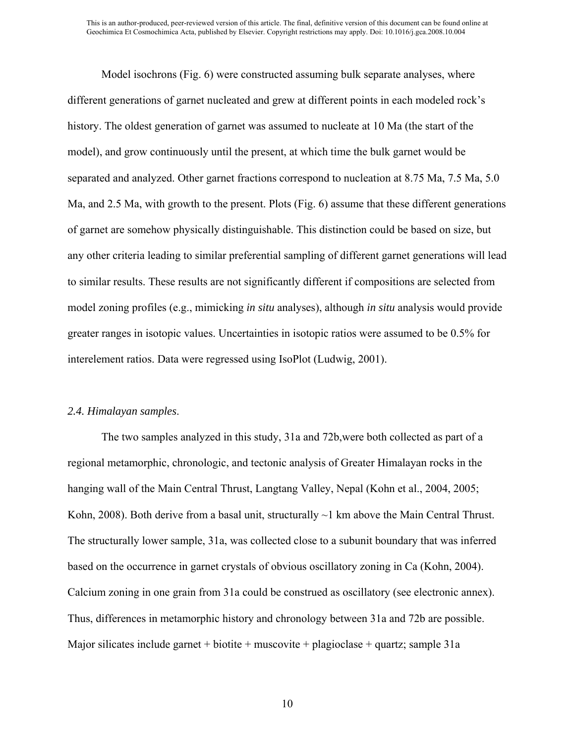Model isochrons (Fig. 6) were constructed assuming bulk separate analyses, where different generations of garnet nucleated and grew at different points in each modeled rock's history. The oldest generation of garnet was assumed to nucleate at 10 Ma (the start of the model), and grow continuously until the present, at which time the bulk garnet would be separated and analyzed. Other garnet fractions correspond to nucleation at 8.75 Ma, 7.5 Ma, 5.0 Ma, and 2.5 Ma, with growth to the present. Plots (Fig. 6) assume that these different generations of garnet are somehow physically distinguishable. This distinction could be based on size, but any other criteria leading to similar preferential sampling of different garnet generations will lead to similar results. These results are not significantly different if compositions are selected from model zoning profiles (e.g., mimicking *in situ* analyses), although *in situ* analysis would provide greater ranges in isotopic values. Uncertainties in isotopic ratios were assumed to be 0.5% for interelement ratios. Data were regressed using IsoPlot (Ludwig, 2001).

### *2.4. Himalayan samples*.

The two samples analyzed in this study, 31a and 72b,were both collected as part of a regional metamorphic, chronologic, and tectonic analysis of Greater Himalayan rocks in the hanging wall of the Main Central Thrust, Langtang Valley, Nepal (Kohn et al., 2004, 2005; Kohn, 2008). Both derive from a basal unit, structurally ~1 km above the Main Central Thrust. The structurally lower sample, 31a, was collected close to a subunit boundary that was inferred based on the occurrence in garnet crystals of obvious oscillatory zoning in Ca (Kohn, 2004). Calcium zoning in one grain from 31a could be construed as oscillatory (see electronic annex). Thus, differences in metamorphic history and chronology between 31a and 72b are possible. Major silicates include garnet + biotite + muscovite + plagioclase + quartz; sample 31a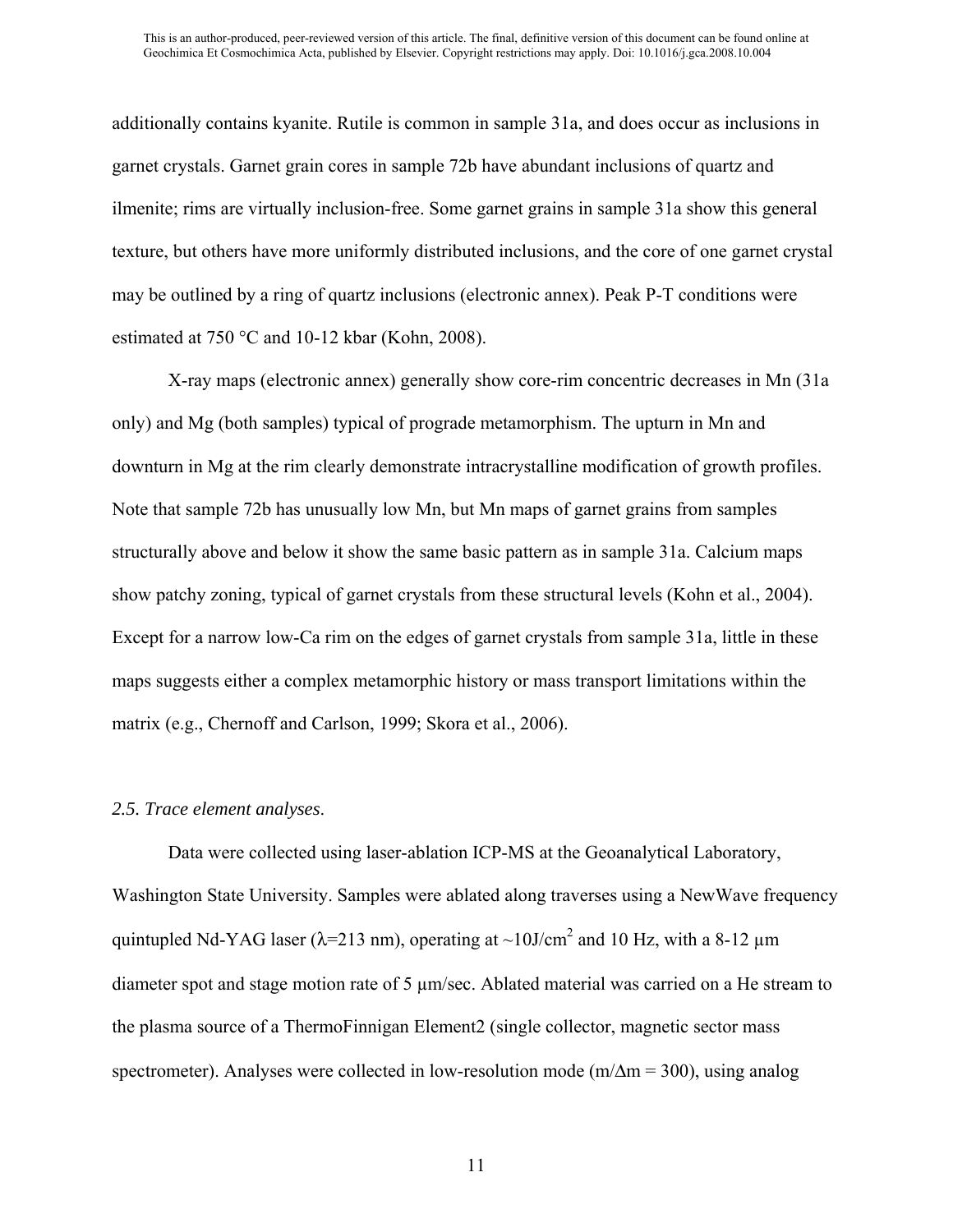additionally contains kyanite. Rutile is common in sample 31a, and does occur as inclusions in garnet crystals. Garnet grain cores in sample 72b have abundant inclusions of quartz and ilmenite; rims are virtually inclusion-free. Some garnet grains in sample 31a show this general texture, but others have more uniformly distributed inclusions, and the core of one garnet crystal may be outlined by a ring of quartz inclusions (electronic annex). Peak P-T conditions were estimated at 750 °C and 10-12 kbar (Kohn, 2008).

X-ray maps (electronic annex) generally show core-rim concentric decreases in Mn (31a only) and Mg (both samples) typical of prograde metamorphism. The upturn in Mn and downturn in Mg at the rim clearly demonstrate intracrystalline modification of growth profiles. Note that sample 72b has unusually low Mn, but Mn maps of garnet grains from samples structurally above and below it show the same basic pattern as in sample 31a. Calcium maps show patchy zoning, typical of garnet crystals from these structural levels (Kohn et al., 2004). Except for a narrow low-Ca rim on the edges of garnet crystals from sample 31a, little in these maps suggests either a complex metamorphic history or mass transport limitations within the matrix (e.g., Chernoff and Carlson, 1999; Skora et al., 2006).

### *2.5. Trace element analyses*.

Data were collected using laser-ablation ICP-MS at the Geoanalytical Laboratory, Washington State University. Samples were ablated along traverses using a NewWave frequency quintupled Nd-YAG laser ($\lambda$=213 nm), operating at ~10J/cm$^2$ and 10 Hz, with a 8-12 μm diameter spot and stage motion rate of 5 μm/sec. Ablated material was carried on a He stream to the plasma source of a ThermoFinnigan Element2 (single collector, magnetic sector mass spectrometer). Analyses were collected in low-resolution mode ($m/\Delta m$ = 300), using analog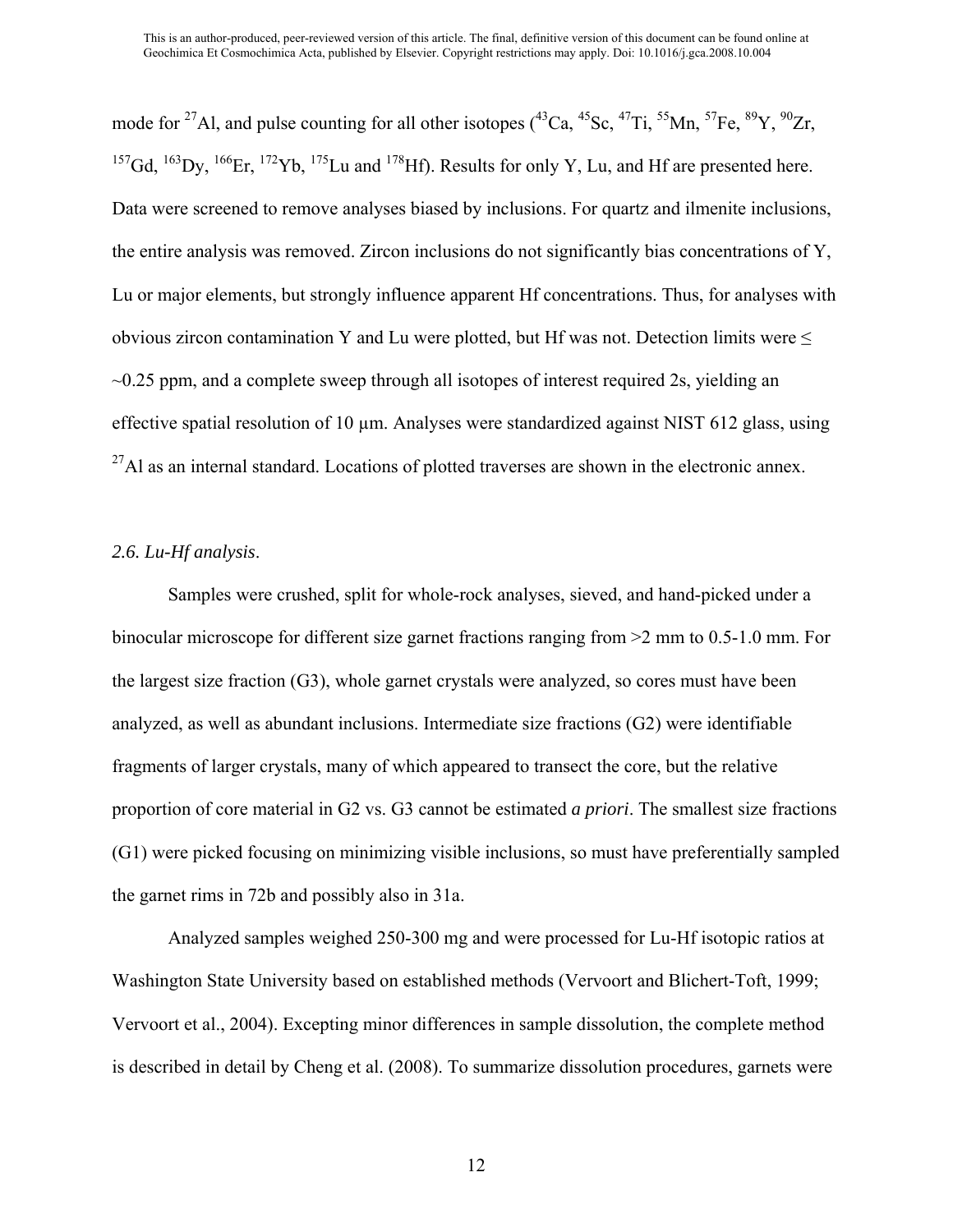mode for $^{27}$Al, and pulse counting for all other isotopes ($^{43}$Ca, $^{45}$Sc, $^{47}$Ti, $^{55}$Mn, $^{57}$Fe, $^{89}$Y, $^{90}$Zr, $^{157}$Gd, $^{163}$Dy, $^{166}$Er, $^{172}$Yb, $^{175}$Lu and $^{178}$Hf). Results for only Y, Lu, and Hf are presented here. Data were screened to remove analyses biased by inclusions. For quartz and ilmenite inclusions, the entire analysis was removed. Zircon inclusions do not significantly bias concentrations of Y, Lu or major elements, but strongly influence apparent Hf concentrations. Thus, for analyses with obvious zircon contamination Y and Lu were plotted, but Hf was not. Detection limits were $\leq$ ~0.25 ppm, and a complete sweep through all isotopes of interest required 2s, yielding an effective spatial resolution of 10 μm. Analyses were standardized against NIST 612 glass, using $^{27}$Al as an internal standard. Locations of plotted traverses are shown in the electronic annex.

*2.6. Lu-Hf analysis*.

Samples were crushed, split for whole-rock analyses, sieved, and hand-picked under a binocular microscope for different size garnet fractions ranging from >2 mm to 0.5-1.0 mm. For the largest size fraction (G3), whole garnet crystals were analyzed, so cores must have been analyzed, as well as abundant inclusions. Intermediate size fractions (G2) were identifiable fragments of larger crystals, many of which appeared to transect the core, but the relative proportion of core material in G2 vs. G3 cannot be estimated *a priori*. The smallest size fractions (G1) were picked focusing on minimizing visible inclusions, so must have preferentially sampled the garnet rims in 72b and possibly also in 31a.

Analyzed samples weighed 250-300 mg and were processed for Lu-Hf isotopic ratios at Washington State University based on established methods (Vervoort and Blichert-Toft, 1999; Vervoort et al., 2004). Excepting minor differences in sample dissolution, the complete method is described in detail by Cheng et al. (2008). To summarize dissolution procedures, garnets were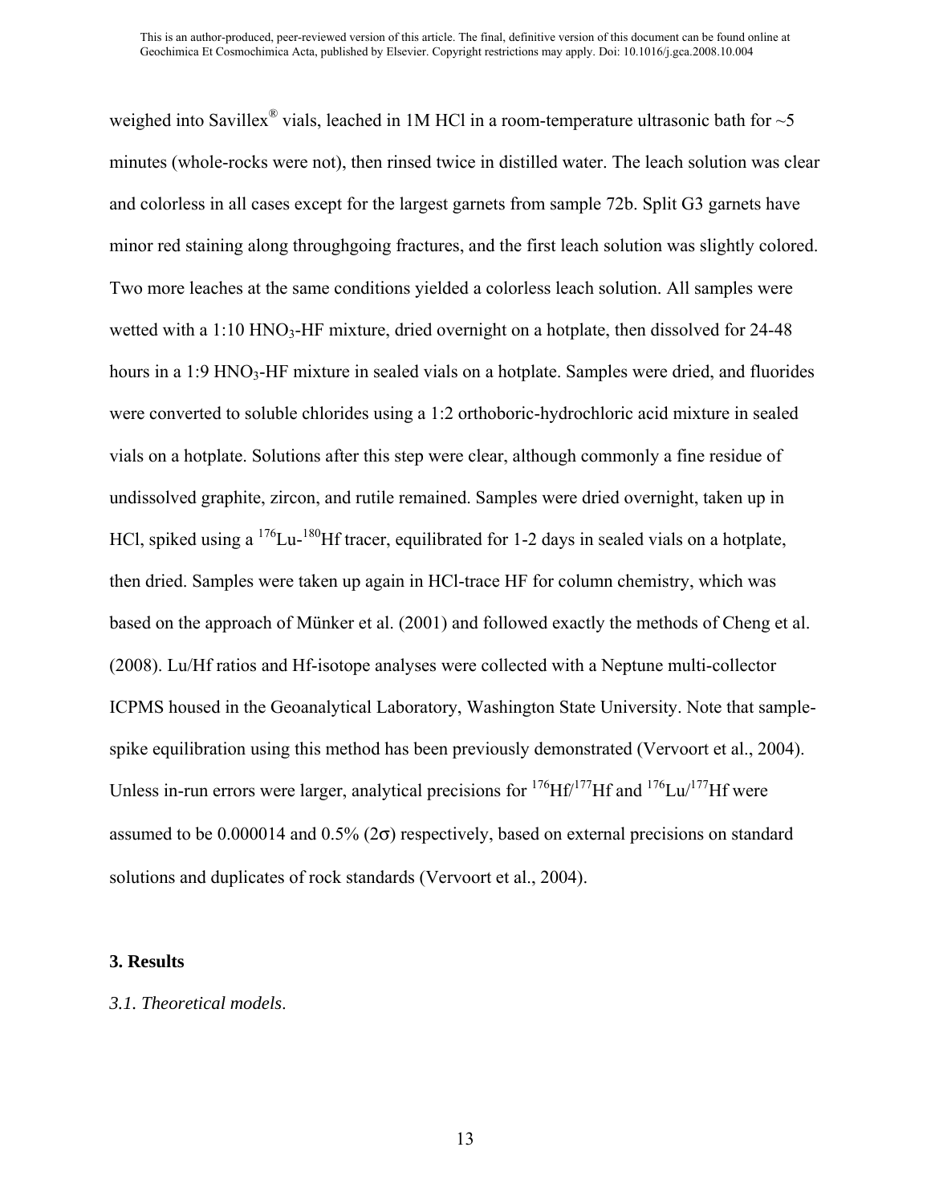weighed into Savillex® vials, leached in 1M HCl in a room-temperature ultrasonic bath for ~5 minutes (whole-rocks were not), then rinsed twice in distilled water. The leach solution was clear and colorless in all cases except for the largest garnets from sample 72b. Split G3 garnets have minor red staining along throughgoing fractures, and the first leach solution was slightly colored. Two more leaches at the same conditions yielded a colorless leach solution. All samples were wetted with a 1:10 $HNO_3$-HF mixture, dried overnight on a hotplate, then dissolved for 24-48 hours in a 1:9 $HNO_3$-HF mixture in sealed vials on a hotplate. Samples were dried, and fluorides were converted to soluble chlorides using a 1:2 orthoboric-hydrochloric acid mixture in sealed vials on a hotplate. Solutions after this step were clear, although commonly a fine residue of undissolved graphite, zircon, and rutile remained. Samples were dried overnight, taken up in HCl, spiked using a $^{176}$Lu-$^{180}$Hf tracer, equilibrated for 1-2 days in sealed vials on a hotplate, then dried. Samples were taken up again in HCl-trace HF for column chemistry, which was based on the approach of Münker et al. (2001) and followed exactly the methods of Cheng et al. (2008). Lu/Hf ratios and Hf-isotope analyses were collected with a Neptune multi-collector ICPMS housed in the Geoanalytical Laboratory, Washington State University. Note that sample-spike equilibration using this method has been previously demonstrated (Vervoort et al., 2004). Unless in-run errors were larger, analytical precisions for $^{176}$Hf/$^{177}$Hf and $^{176}$Lu/$^{177}$Hf were assumed to be 0.000014 and 0.5% (2$\sigma$) respectively, based on external precisions on standard solutions and duplicates of rock standards (Vervoort et al., 2004).

## 3. Results

*3.1. Theoretical models.*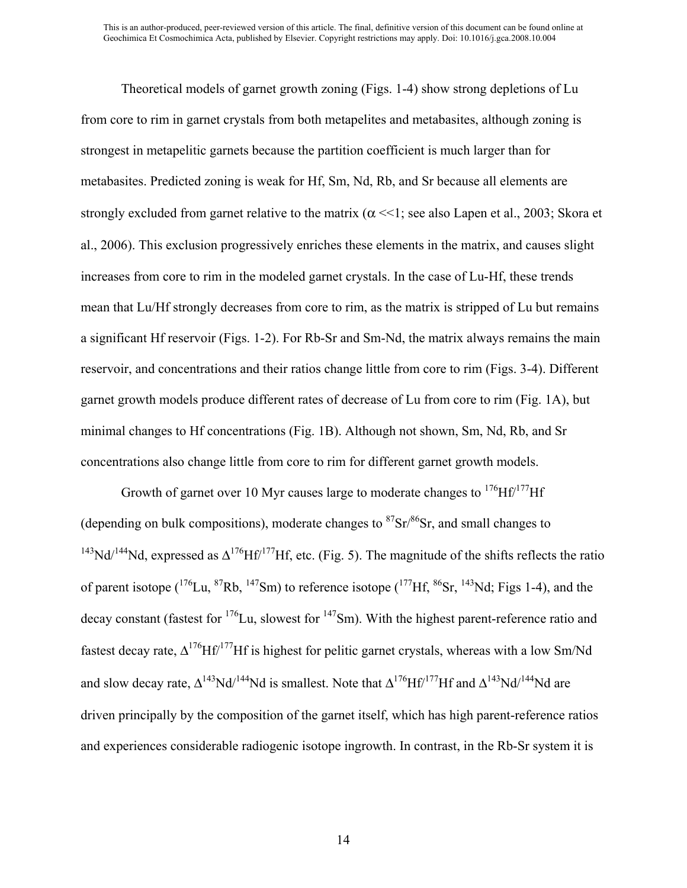Theoretical models of garnet growth zoning (Figs. 1-4) show strong depletions of Lu from core to rim in garnet crystals from both metapelites and metabasites, although zoning is strongest in metapelitic garnets because the partition coefficient is much larger than for metabasites. Predicted zoning is weak for Hf, Sm, Nd, Rb, and Sr because all elements are strongly excluded from garnet relative to the matrix ($\alpha$ <<1; see also Lapen et al., 2003; Skora et al., 2006). This exclusion progressively enriches these elements in the matrix, and causes slight increases from core to rim in the modeled garnet crystals. In the case of Lu-Hf, these trends mean that Lu/Hf strongly decreases from core to rim, as the matrix is stripped of Lu but remains a significant Hf reservoir (Figs. 1-2). For Rb-Sr and Sm-Nd, the matrix always remains the main reservoir, and concentrations and their ratios change little from core to rim (Figs. 3-4). Different garnet growth models produce different rates of decrease of Lu from core to rim (Fig. 1A), but minimal changes to Hf concentrations (Fig. 1B). Although not shown, Sm, Nd, Rb, and Sr concentrations also change little from core to rim for different garnet growth models.

Growth of garnet over 10 Myr causes large to moderate changes to $^{176}Hf/^{177}Hf$ (depending on bulk compositions), moderate changes to $^{87}Sr/^{86}Sr$, and small changes to $^{143}Nd/^{144}Nd$, expressed as $\Delta^{176}Hf/^{177}Hf$, etc. (Fig. 5). The magnitude of the shifts reflects the ratio of parent isotope ($^{176}Lu$, $^{87}Rb$, $^{147}Sm$) to reference isotope ($^{177}Hf$, $^{86}Sr$, $^{143}Nd$; Figs 1-4), and the decay constant (fastest for $^{176}Lu$, slowest for $^{147}Sm$). With the highest parent-reference ratio and fastest decay rate, $\Delta^{176}Hf/^{177}Hf$ is highest for pelitic garnet crystals, whereas with a low Sm/Nd and slow decay rate, $\Delta^{143}Nd/^{144}Nd$ is smallest. Note that $\Delta^{176}Hf/^{177}Hf$ and $\Delta^{143}Nd/^{144}Nd$ are driven principally by the composition of the garnet itself, which has high parent-reference ratios and experiences considerable radiogenic isotope ingrowth. In contrast, in the Rb-Sr system it is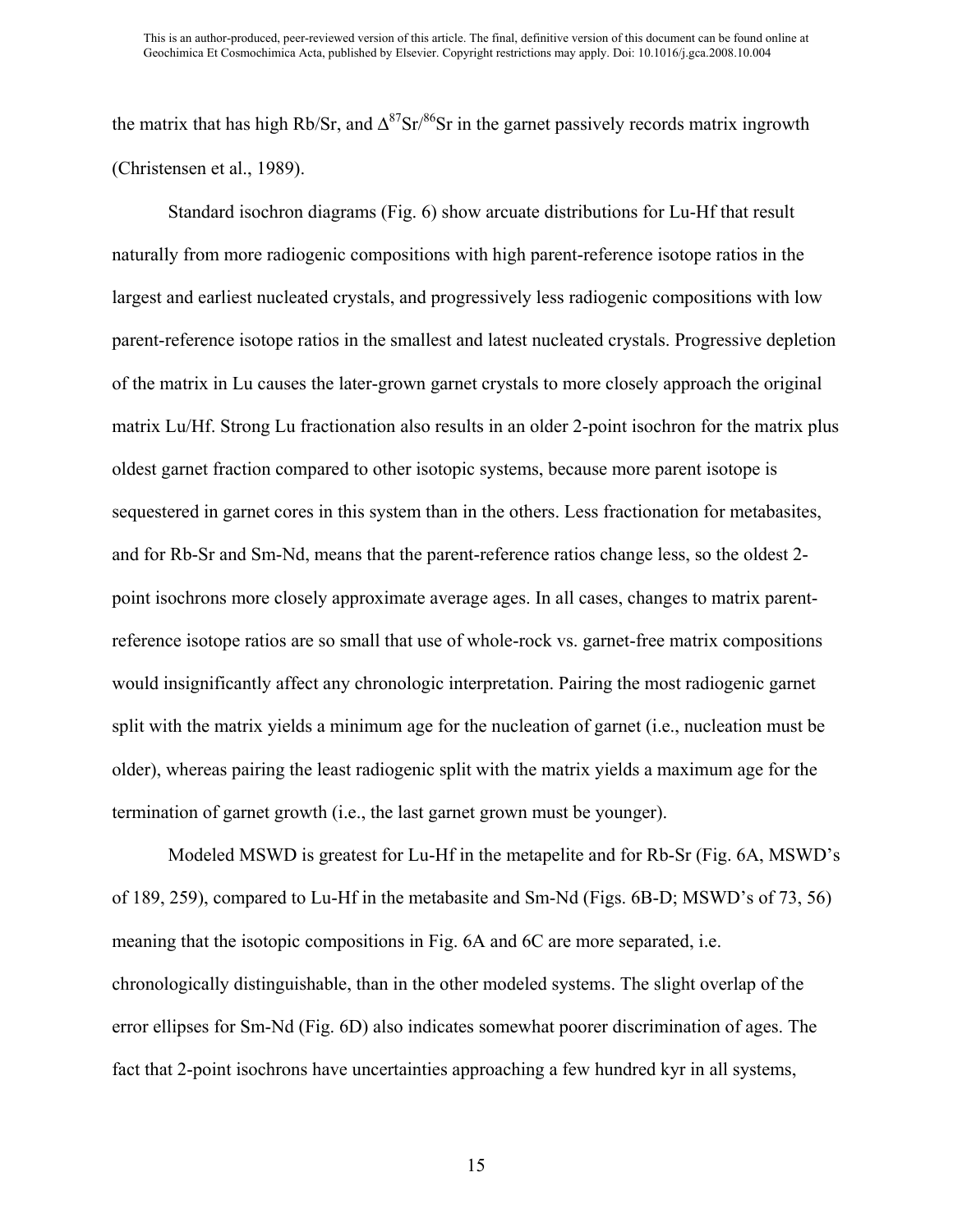the matrix that has high Rb/Sr, and $\Delta^{87}Sr/^{86}Sr$ in the garnet passively records matrix ingrowth (Christensen et al., 1989).

Standard isochron diagrams (Fig. 6) show arcuate distributions for Lu-Hf that result naturally from more radiogenic compositions with high parent-reference isotope ratios in the largest and earliest nucleated crystals, and progressively less radiogenic compositions with low parent-reference isotope ratios in the smallest and latest nucleated crystals. Progressive depletion of the matrix in Lu causes the later-grown garnet crystals to more closely approach the original matrix Lu/Hf. Strong Lu fractionation also results in an older 2-point isochron for the matrix plus oldest garnet fraction compared to other isotopic systems, because more parent isotope is sequestered in garnet cores in this system than in the others. Less fractionation for metabasites, and for Rb-Sr and Sm-Nd, means that the parent-reference ratios change less, so the oldest 2-point isochrons more closely approximate average ages. In all cases, changes to matrix parent-reference isotope ratios are so small that use of whole-rock vs. garnet-free matrix compositions would insignificantly affect any chronologic interpretation. Pairing the most radiogenic garnet split with the matrix yields a minimum age for the nucleation of garnet (i.e., nucleation must be older), whereas pairing the least radiogenic split with the matrix yields a maximum age for the termination of garnet growth (i.e., the last garnet grown must be younger).

Modeled MSWD is greatest for Lu-Hf in the metapelite and for Rb-Sr (Fig. 6A, MSWD's of 189, 259), compared to Lu-Hf in the metabasite and Sm-Nd (Figs. 6B-D; MSWD's of 73, 56) meaning that the isotopic compositions in Fig. 6A and 6C are more separated, i.e. chronologically distinguishable, than in the other modeled systems. The slight overlap of the error ellipses for Sm-Nd (Fig. 6D) also indicates somewhat poorer discrimination of ages. The fact that 2-point isochrons have uncertainties approaching a few hundred kyr in all systems,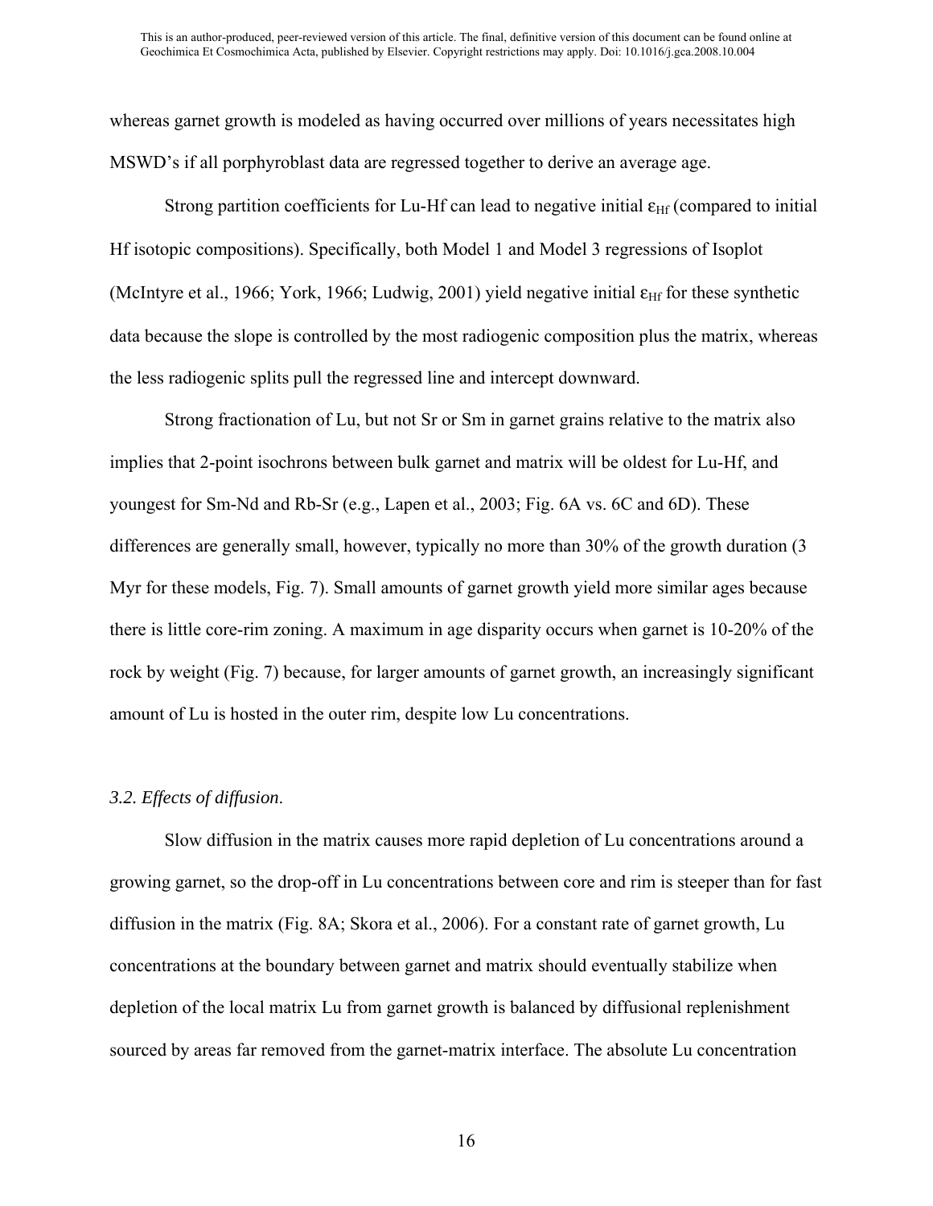whereas garnet growth is modeled as having occurred over millions of years necessitates high MSWD's if all porphyroblast data are regressed together to derive an average age.

Strong partition coefficients for Lu-Hf can lead to negative initial $\varepsilon_{Hf}$ (compared to initial Hf isotopic compositions). Specifically, both Model 1 and Model 3 regressions of Isoplot (McIntyre et al., 1966; York, 1966; Ludwig, 2001) yield negative initial $\varepsilon_{Hf}$ for these synthetic data because the slope is controlled by the most radiogenic composition plus the matrix, whereas the less radiogenic splits pull the regressed line and intercept downward.

Strong fractionation of Lu, but not Sr or Sm in garnet grains relative to the matrix also implies that 2-point isochrons between bulk garnet and matrix will be oldest for Lu-Hf, and youngest for Sm-Nd and Rb-Sr (e.g., Lapen et al., 2003; Fig. 6A vs. 6C and 6D). These differences are generally small, however, typically no more than 30% of the growth duration (3 Myr for these models, Fig. 7). Small amounts of garnet growth yield more similar ages because there is little core-rim zoning. A maximum in age disparity occurs when garnet is 10-20% of the rock by weight (Fig. 7) because, for larger amounts of garnet growth, an increasingly significant amount of Lu is hosted in the outer rim, despite low Lu concentrations.

### *3.2. Effects of diffusion*.

Slow diffusion in the matrix causes more rapid depletion of Lu concentrations around a growing garnet, so the drop-off in Lu concentrations between core and rim is steeper than for fast diffusion in the matrix (Fig. 8A; Skora et al., 2006). For a constant rate of garnet growth, Lu concentrations at the boundary between garnet and matrix should eventually stabilize when depletion of the local matrix Lu from garnet growth is balanced by diffusional replenishment sourced by areas far removed from the garnet-matrix interface. The absolute Lu concentration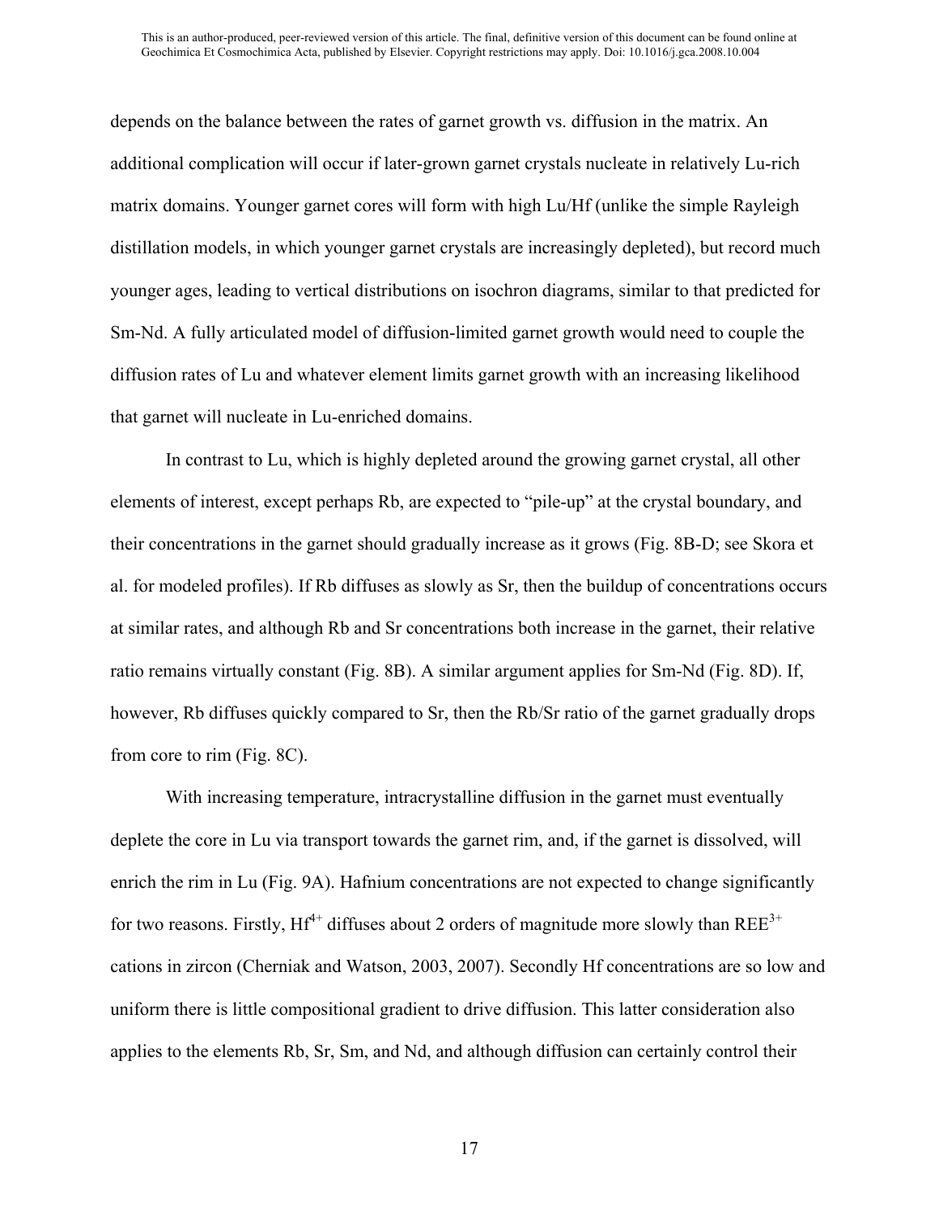depends on the balance between the rates of garnet growth vs. diffusion in the matrix. An additional complication will occur if later-grown garnet crystals nucleate in relatively Lu-rich matrix domains. Younger garnet cores will form with high Lu/Hf (unlike the simple Rayleigh distillation models, in which younger garnet crystals are increasingly depleted), but record much younger ages, leading to vertical distributions on isochron diagrams, similar to that predicted for Sm-Nd. A fully articulated model of diffusion-limited garnet growth would need to couple the diffusion rates of Lu and whatever element limits garnet growth with an increasing likelihood that garnet will nucleate in Lu-enriched domains.

In contrast to Lu, which is highly depleted around the growing garnet crystal, all other elements of interest, except perhaps Rb, are expected to "pile-up" at the crystal boundary, and their concentrations in the garnet should gradually increase as it grows (Fig. 8B-D; see Skora et al. for modeled profiles). If Rb diffuses as slowly as Sr, then the buildup of concentrations occurs at similar rates, and although Rb and Sr concentrations both increase in the garnet, their relative ratio remains virtually constant (Fig. 8B). A similar argument applies for Sm-Nd (Fig. 8D). If, however, Rb diffuses quickly compared to Sr, then the Rb/Sr ratio of the garnet gradually drops from core to rim (Fig. 8C).

With increasing temperature, intracrystalline diffusion in the garnet must eventually deplete the core in Lu via transport towards the garnet rim, and, if the garnet is dissolved, will enrich the rim in Lu (Fig. 9A). Hafnium concentrations are not expected to change significantly for two reasons. Firstly, $Hf^{4+}$ diffuses about 2 orders of magnitude more slowly than $REE^{3+}$ cations in zircon (Cherniak and Watson, 2003, 2007). Secondly Hf concentrations are so low and uniform there is little compositional gradient to drive diffusion. This latter consideration also applies to the elements Rb, Sr, Sm, and Nd, and although diffusion can certainly control their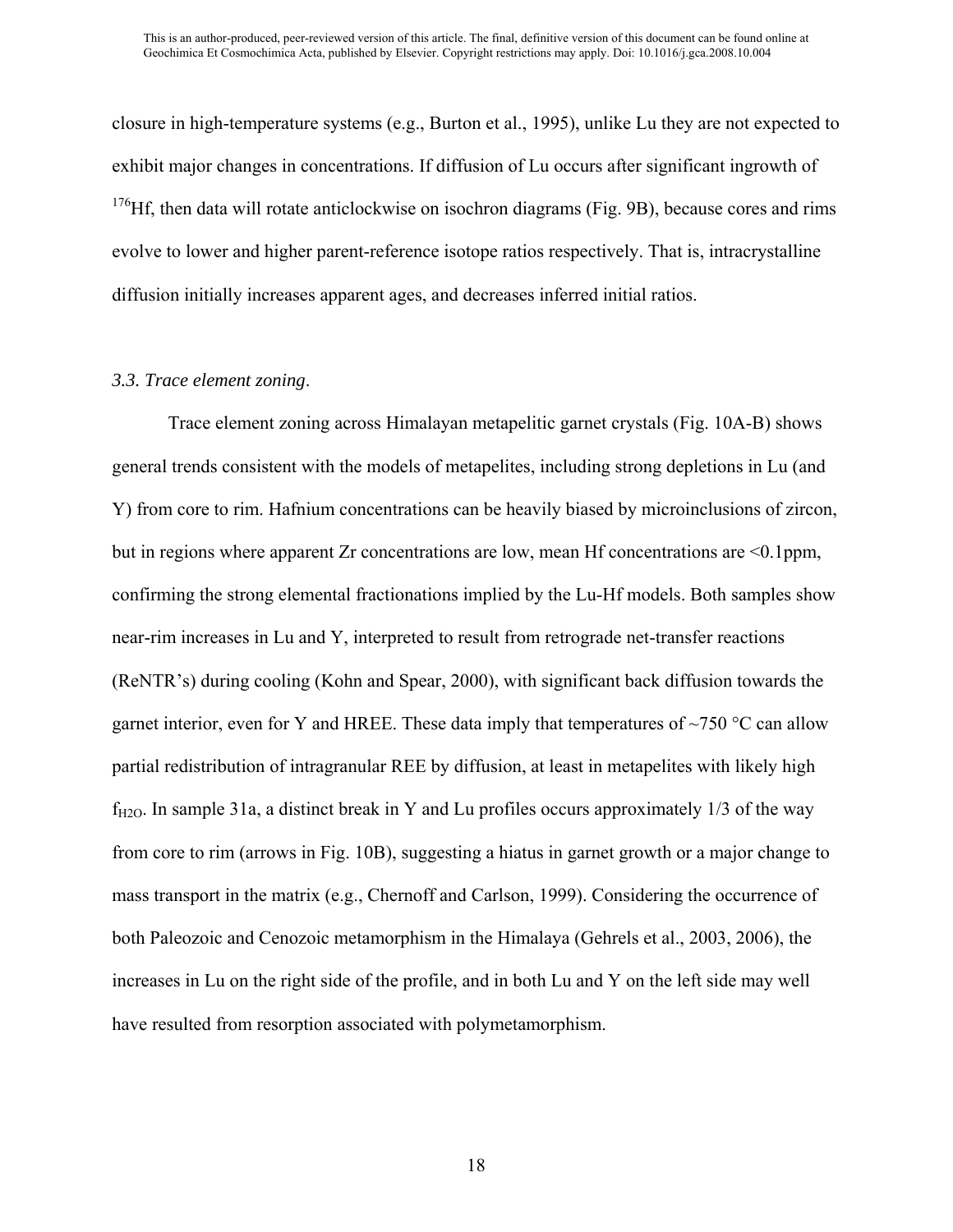closure in high-temperature systems (e.g., Burton et al., 1995), unlike Lu they are not expected to exhibit major changes in concentrations. If diffusion of Lu occurs after significant ingrowth of $^{176}$Hf, then data will rotate anticlockwise on isochron diagrams (Fig. 9B), because cores and rims evolve to lower and higher parent-reference isotope ratios respectively. That is, intracrystalline diffusion initially increases apparent ages, and decreases inferred initial ratios.

### *3.3. Trace element zoning.*

Trace element zoning across Himalayan metapelitic garnet crystals (Fig. 10A-B) shows general trends consistent with the models of metapelites, including strong depletions in Lu (and Y) from core to rim. Hafnium concentrations can be heavily biased by microinclusions of zircon, but in regions where apparent Zr concentrations are low, mean Hf concentrations are <0.1ppm, confirming the strong elemental fractionations implied by the Lu-Hf models. Both samples show near-rim increases in Lu and Y, interpreted to result from retrograde net-transfer reactions (ReNTR's) during cooling (Kohn and Spear, 2000), with significant back diffusion towards the garnet interior, even for Y and HREE. These data imply that temperatures of ~750 °C can allow partial redistribution of intragranular REE by diffusion, at least in metapelites with likely high $f_{H2O}$. In sample 31a, a distinct break in Y and Lu profiles occurs approximately 1/3 of the way from core to rim (arrows in Fig. 10B), suggesting a hiatus in garnet growth or a major change to mass transport in the matrix (e.g., Chernoff and Carlson, 1999). Considering the occurrence of both Paleozoic and Cenozoic metamorphism in the Himalaya (Gehrels et al., 2003, 2006), the increases in Lu on the right side of the profile, and in both Lu and Y on the left side may well have resulted from resorption associated with polymetamorphism.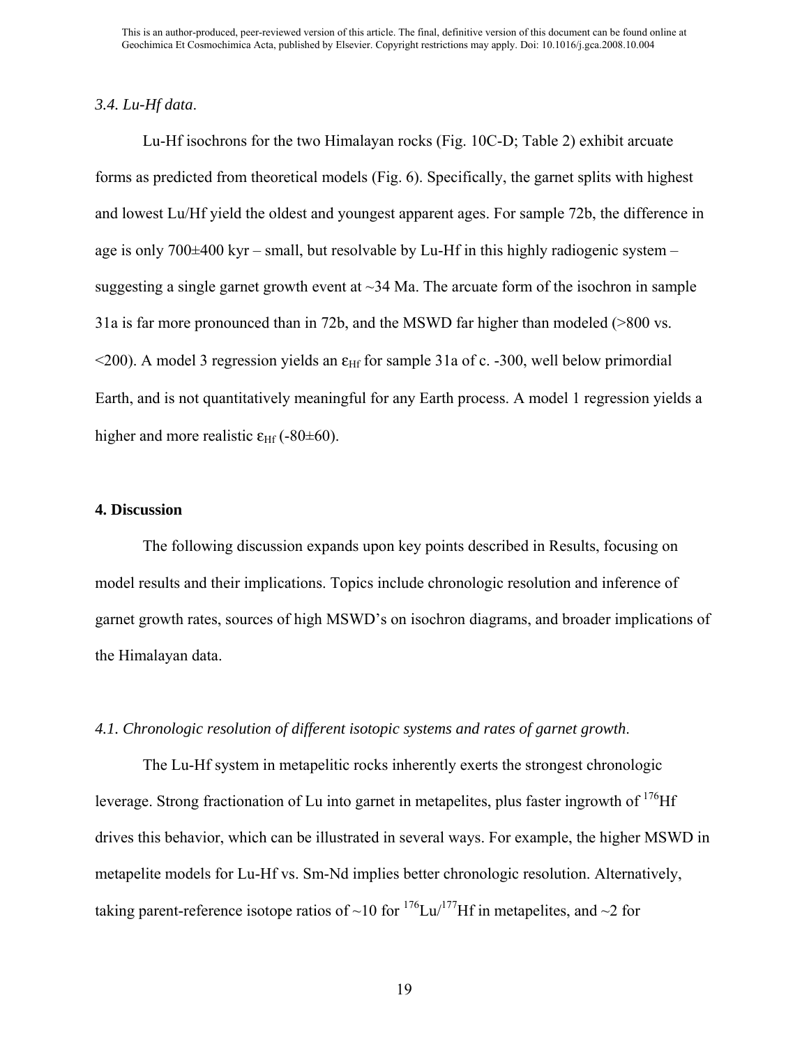### *3.4. Lu-Hf data*.

Lu-Hf isochrons for the two Himalayan rocks (Fig. 10C-D; Table 2) exhibit arcuate forms as predicted from theoretical models (Fig. 6). Specifically, the garnet splits with highest and lowest Lu/Hf yield the oldest and youngest apparent ages. For sample 72b, the difference in age is only 700±400 kyr – small, but resolvable by Lu-Hf in this highly radiogenic system – suggesting a single garnet growth event at ~34 Ma. The arcuate form of the isochron in sample 31a is far more pronounced than in 72b, and the MSWD far higher than modeled (>800 vs. <200). A model 3 regression yields an $\varepsilon_{Hf}$ for sample 31a of c. -300, well below primordial Earth, and is not quantitatively meaningful for any Earth process. A model 1 regression yields a higher and more realistic $\varepsilon_{Hf}$ (-80±60).

## 4. Discussion

The following discussion expands upon key points described in Results, focusing on model results and their implications. Topics include chronologic resolution and inference of garnet growth rates, sources of high MSWD's on isochron diagrams, and broader implications of the Himalayan data.

### *4.1. Chronologic resolution of different isotopic systems and rates of garnet growth*.

The Lu-Hf system in metapelitic rocks inherently exerts the strongest chronologic leverage. Strong fractionation of Lu into garnet in metapelites, plus faster ingrowth of $^{176}$Hf drives this behavior, which can be illustrated in several ways. For example, the higher MSWD in metapelite models for Lu-Hf vs. Sm-Nd implies better chronologic resolution. Alternatively, taking parent-reference isotope ratios of ~10 for $^{176}$Lu/$^{177}$Hf in metapelites, and ~2 for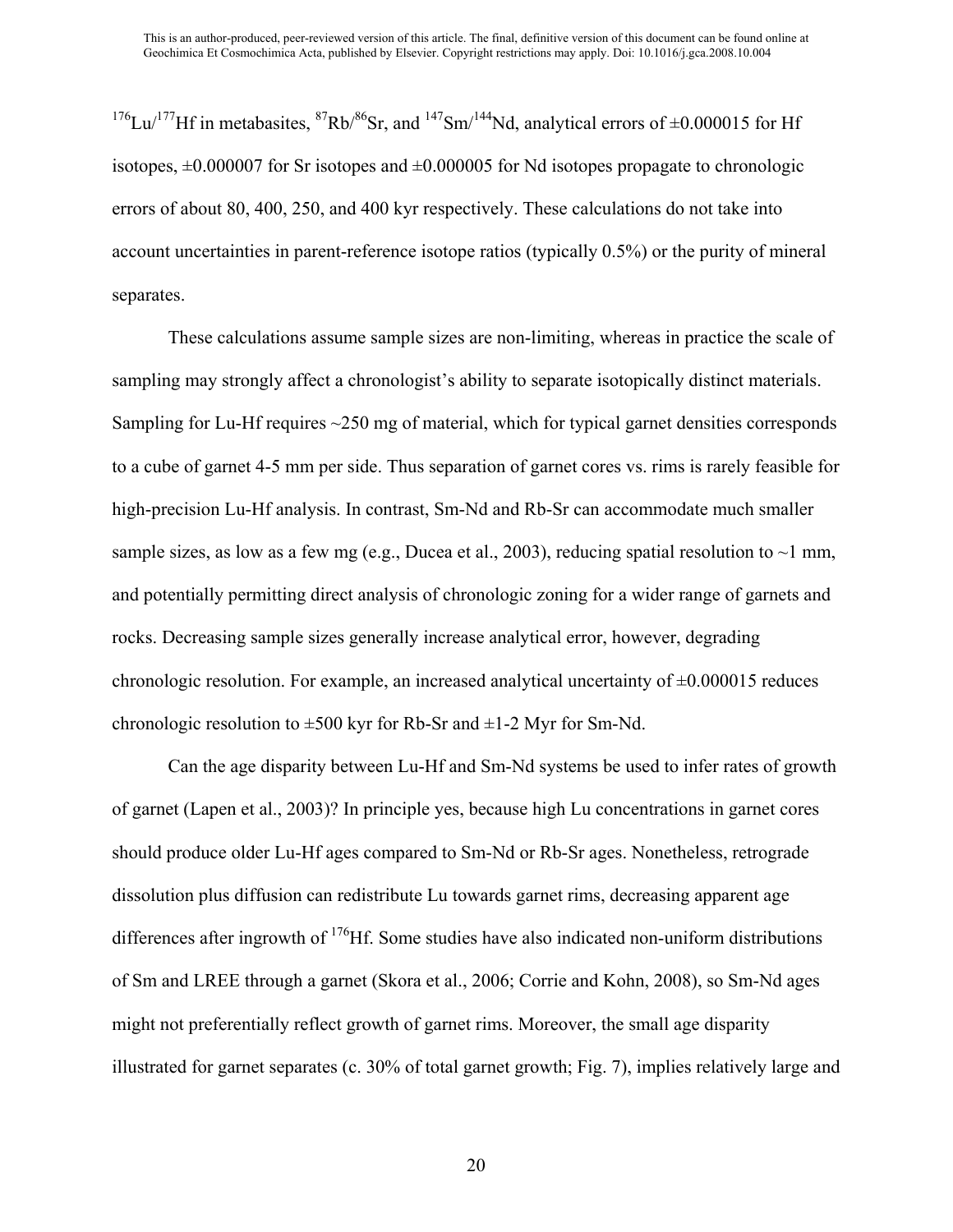$^{176}Lu/^{177}Hf$ in metabasites, $^{87}Rb/^{86}Sr$, and $^{147}Sm/^{144}Nd$, analytical errors of ±0.000015 for Hf isotopes, ±0.000007 for Sr isotopes and ±0.000005 for Nd isotopes propagate to chronologic errors of about 80, 400, 250, and 400 kyr respectively. These calculations do not take into account uncertainties in parent-reference isotope ratios (typically 0.5%) or the purity of mineral separates.

These calculations assume sample sizes are non-limiting, whereas in practice the scale of sampling may strongly affect a chronologist's ability to separate isotopically distinct materials. Sampling for Lu-Hf requires ~250 mg of material, which for typical garnet densities corresponds to a cube of garnet 4-5 mm per side. Thus separation of garnet cores vs. rims is rarely feasible for high-precision Lu-Hf analysis. In contrast, Sm-Nd and Rb-Sr can accommodate much smaller sample sizes, as low as a few mg (e.g., Ducea et al., 2003), reducing spatial resolution to ~1 mm, and potentially permitting direct analysis of chronologic zoning for a wider range of garnets and rocks. Decreasing sample sizes generally increase analytical error, however, degrading chronologic resolution. For example, an increased analytical uncertainty of ±0.000015 reduces chronologic resolution to ±500 kyr for Rb-Sr and ±1-2 Myr for Sm-Nd.

Can the age disparity between Lu-Hf and Sm-Nd systems be used to infer rates of growth of garnet (Lapen et al., 2003)? In principle yes, because high Lu concentrations in garnet cores should produce older Lu-Hf ages compared to Sm-Nd or Rb-Sr ages. Nonetheless, retrograde dissolution plus diffusion can redistribute Lu towards garnet rims, decreasing apparent age differences after ingrowth of $^{176}Hf$. Some studies have also indicated non-uniform distributions of Sm and LREE through a garnet (Skora et al., 2006; Corrie and Kohn, 2008), so Sm-Nd ages might not preferentially reflect growth of garnet rims. Moreover, the small age disparity illustrated for garnet separates (c. 30% of total garnet growth; Fig. 7), implies relatively large and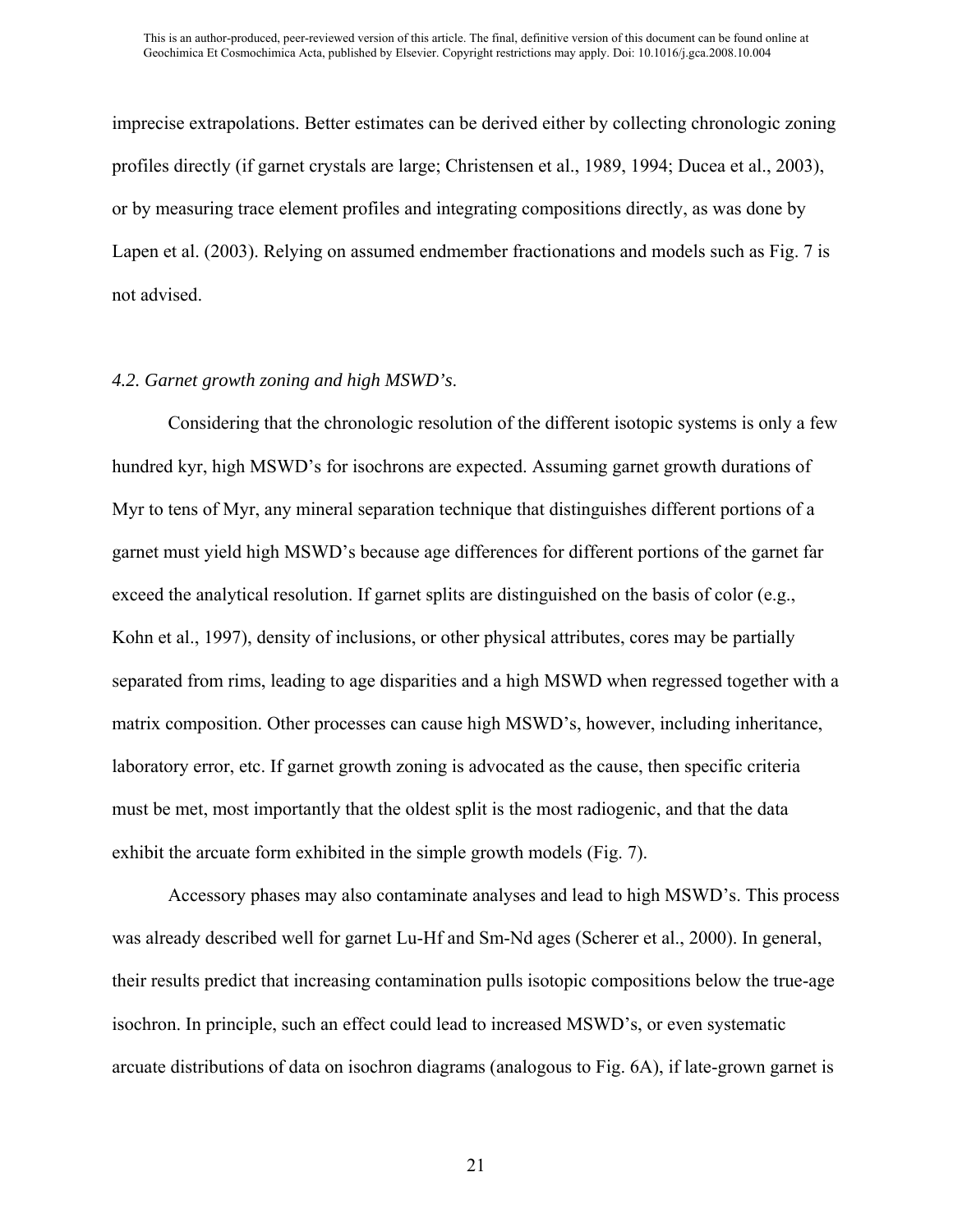imprecise extrapolations. Better estimates can be derived either by collecting chronologic zoning profiles directly (if garnet crystals are large; Christensen et al., 1989, 1994; Ducea et al., 2003), or by measuring trace element profiles and integrating compositions directly, as was done by Lapen et al. (2003). Relying on assumed endmember fractionations and models such as Fig. 7 is not advised.

### *4.2. Garnet growth zoning and high MSWD's.*

Considering that the chronologic resolution of the different isotopic systems is only a few hundred kyr, high MSWD's for isochrons are expected. Assuming garnet growth durations of Myr to tens of Myr, any mineral separation technique that distinguishes different portions of a garnet must yield high MSWD's because age differences for different portions of the garnet far exceed the analytical resolution. If garnet splits are distinguished on the basis of color (e.g., Kohn et al., 1997), density of inclusions, or other physical attributes, cores may be partially separated from rims, leading to age disparities and a high MSWD when regressed together with a matrix composition. Other processes can cause high MSWD's, however, including inheritance, laboratory error, etc. If garnet growth zoning is advocated as the cause, then specific criteria must be met, most importantly that the oldest split is the most radiogenic, and that the data exhibit the arcuate form exhibited in the simple growth models (Fig. 7).

Accessory phases may also contaminate analyses and lead to high MSWD's. This process was already described well for garnet Lu-Hf and Sm-Nd ages (Scherer et al., 2000). In general, their results predict that increasing contamination pulls isotopic compositions below the true-age isochron. In principle, such an effect could lead to increased MSWD's, or even systematic arcuate distributions of data on isochron diagrams (analogous to Fig. 6A), if late-grown garnet is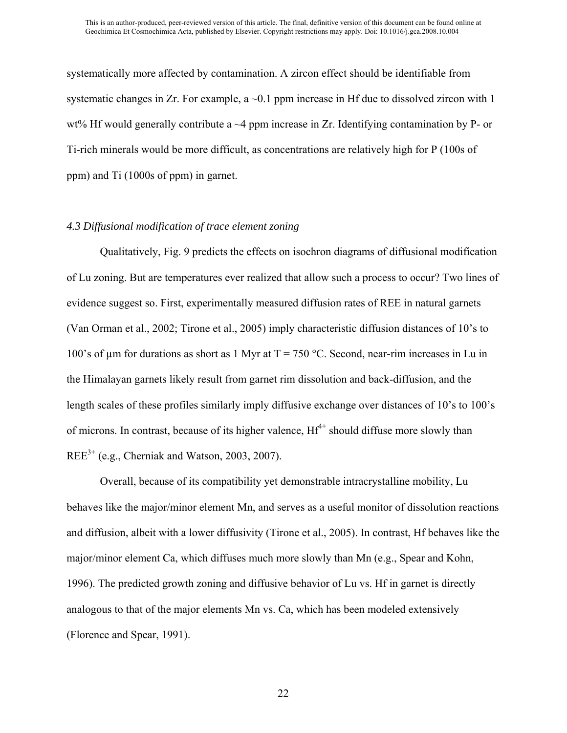systematically more affected by contamination. A zircon effect should be identifiable from systematic changes in Zr. For example, a ~0.1 ppm increase in Hf due to dissolved zircon with 1 wt% Hf would generally contribute a ~4 ppm increase in Zr. Identifying contamination by P- or Ti-rich minerals would be more difficult, as concentrations are relatively high for P (100s of ppm) and Ti (1000s of ppm) in garnet.

### *4.3 Diffusional modification of trace element zoning*

Qualitatively, Fig. 9 predicts the effects on isochron diagrams of diffusional modification of Lu zoning. But are temperatures ever realized that allow such a process to occur? Two lines of evidence suggest so. First, experimentally measured diffusion rates of REE in natural garnets (Van Orman et al., 2002; Tirone et al., 2005) imply characteristic diffusion distances of 10's to 100's of μm for durations as short as 1 Myr at T = 750 °C. Second, near-rim increases in Lu in the Himalayan garnets likely result from garnet rim dissolution and back-diffusion, and the length scales of these profiles similarly imply diffusive exchange over distances of 10's to 100's of microns. In contrast, because of its higher valence, $Hf^{4+}$ should diffuse more slowly than $REE^{3+}$ (e.g., Cherniak and Watson, 2003, 2007).

Overall, because of its compatibility yet demonstrable intracrystalline mobility, Lu behaves like the major/minor element Mn, and serves as a useful monitor of dissolution reactions and diffusion, albeit with a lower diffusivity (Tirone et al., 2005). In contrast, Hf behaves like the major/minor element Ca, which diffuses much more slowly than Mn (e.g., Spear and Kohn, 1996). The predicted growth zoning and diffusive behavior of Lu vs. Hf in garnet is directly analogous to that of the major elements Mn vs. Ca, which has been modeled extensively (Florence and Spear, 1991).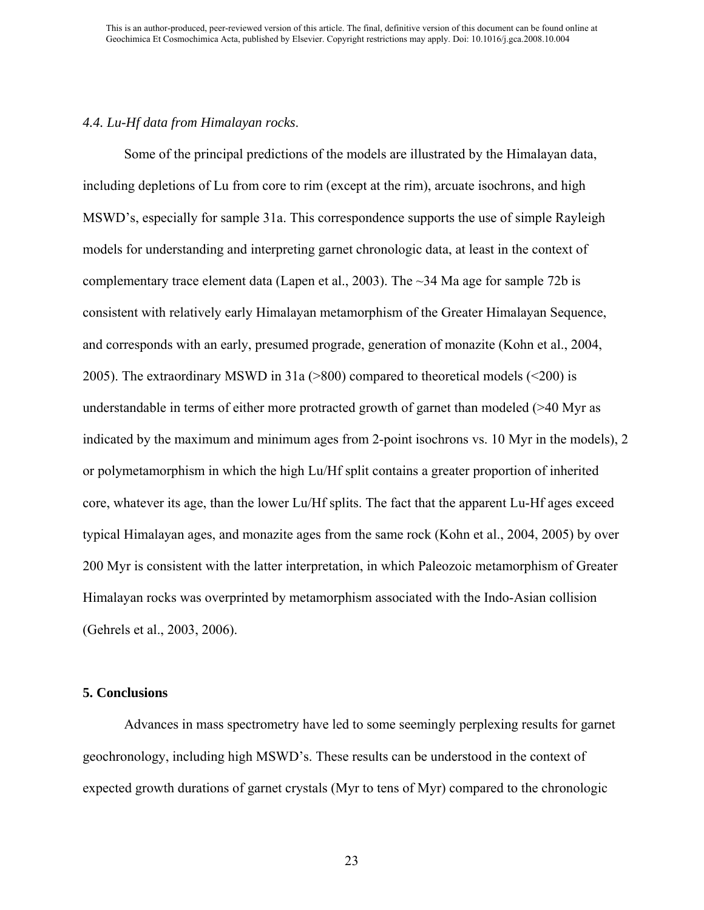*4.4. Lu-Hf data from Himalayan rocks*.

Some of the principal predictions of the models are illustrated by the Himalayan data, including depletions of Lu from core to rim (except at the rim), arcuate isochrons, and high MSWD's, especially for sample 31a. This correspondence supports the use of simple Rayleigh models for understanding and interpreting garnet chronologic data, at least in the context of complementary trace element data (Lapen et al., 2003). The ~34 Ma age for sample 72b is consistent with relatively early Himalayan metamorphism of the Greater Himalayan Sequence, and corresponds with an early, presumed prograde, generation of monazite (Kohn et al., 2004, 2005). The extraordinary MSWD in 31a (>800) compared to theoretical models (<200) is understandable in terms of either more protracted growth of garnet than modeled (>40 Myr as indicated by the maximum and minimum ages from 2-point isochrons vs. 10 Myr in the models), 2 or polymetamorphism in which the high Lu/Hf split contains a greater proportion of inherited core, whatever its age, than the lower Lu/Hf splits. The fact that the apparent Lu-Hf ages exceed typical Himalayan ages, and monazite ages from the same rock (Kohn et al., 2004, 2005) by over 200 Myr is consistent with the latter interpretation, in which Paleozoic metamorphism of Greater Himalayan rocks was overprinted by metamorphism associated with the Indo-Asian collision (Gehrels et al., 2003, 2006).

## 5. Conclusions

Advances in mass spectrometry have led to some seemingly perplexing results for garnet geochronology, including high MSWD's. These results can be understood in the context of expected growth durations of garnet crystals (Myr to tens of Myr) compared to the chronologic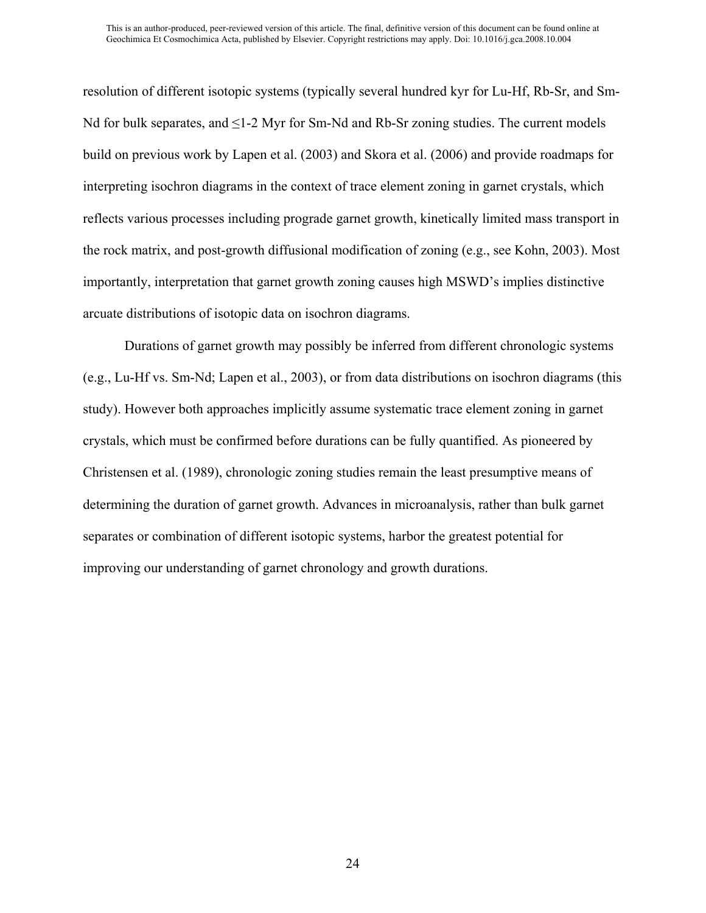resolution of different isotopic systems (typically several hundred kyr for Lu-Hf, Rb-Sr, and Sm-Nd for bulk separates, and ≤1-2 Myr for Sm-Nd and Rb-Sr zoning studies. The current models build on previous work by Lapen et al. (2003) and Skora et al. (2006) and provide roadmaps for interpreting isochron diagrams in the context of trace element zoning in garnet crystals, which reflects various processes including prograde garnet growth, kinetically limited mass transport in the rock matrix, and post-growth diffusional modification of zoning (e.g., see Kohn, 2003). Most importantly, interpretation that garnet growth zoning causes high MSWD's implies distinctive arcuate distributions of isotopic data on isochron diagrams.

Durations of garnet growth may possibly be inferred from different chronologic systems (e.g., Lu-Hf vs. Sm-Nd; Lapen et al., 2003), or from data distributions on isochron diagrams (this study). However both approaches implicitly assume systematic trace element zoning in garnet crystals, which must be confirmed before durations can be fully quantified. As pioneered by Christensen et al. (1989), chronologic zoning studies remain the least presumptive means of determining the duration of garnet growth. Advances in microanalysis, rather than bulk garnet separates or combination of different isotopic systems, harbor the greatest potential for improving our understanding of garnet chronology and growth durations.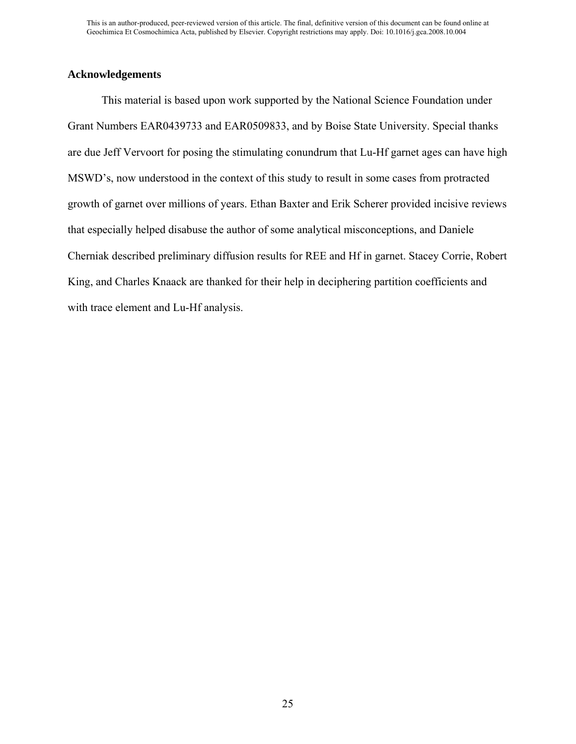## Acknowledgements

This material is based upon work supported by the National Science Foundation under Grant Numbers EAR0439733 and EAR0509833, and by Boise State University. Special thanks are due Jeff Vervoort for posing the stimulating conundrum that Lu-Hf garnet ages can have high MSWD's, now understood in the context of this study to result in some cases from protracted growth of garnet over millions of years. Ethan Baxter and Erik Scherer provided incisive reviews that especially helped disabuse the author of some analytical misconceptions, and Daniele Cherniak described preliminary diffusion results for REE and Hf in garnet. Stacey Corrie, Robert King, and Charles Knaack are thanked for their help in deciphering partition coefficients and with trace element and Lu-Hf analysis.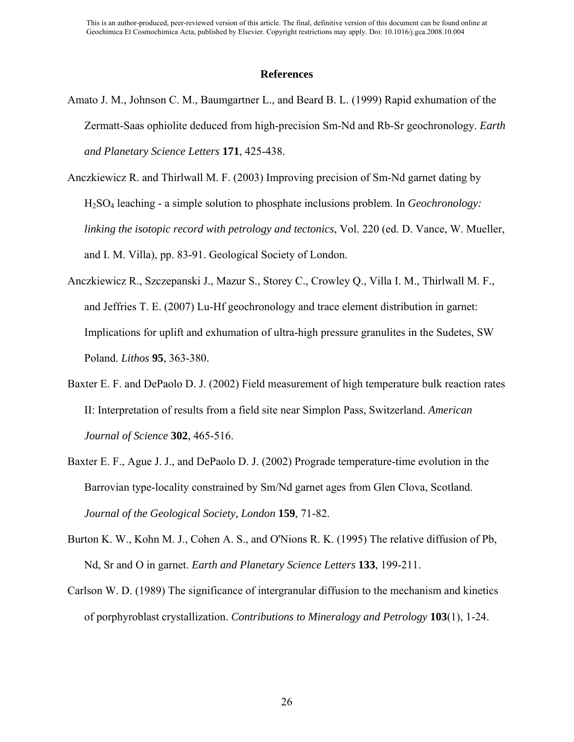## References

Amato J. M., Johnson C. M., Baumgartner L., and Beard B. L. (1999) Rapid exhumation of the Zermatt-Saas ophiolite deduced from high-precision Sm-Nd and Rb-Sr geochronology. *Earth and Planetary Science Letters* **171**, 425-438.

Anczkiewicz R. and Thirlwall M. F. (2003) Improving precision of Sm-Nd garnet dating by $H_2SO_4$ leaching - a simple solution to phosphate inclusions problem. In *Geochronology: linking the isotopic record with petrology and tectonics*, Vol. 220 (ed. D. Vance, W. Mueller, and I. M. Villa), pp. 83-91. Geological Society of London.

Anczkiewicz R., Szczepanski J., Mazur S., Storey C., Crowley Q., Villa I. M., Thirlwall M. F., and Jeffries T. E. (2007) Lu-Hf geochronology and trace element distribution in garnet: Implications for uplift and exhumation of ultra-high pressure granulites in the Sudetes, SW Poland. *Lithos* **95**, 363-380.

Baxter E. F. and DePaolo D. J. (2002) Field measurement of high temperature bulk reaction rates II: Interpretation of results from a field site near Simplon Pass, Switzerland. *American Journal of Science* **302**, 465-516.

Baxter E. F., Ague J. J., and DePaolo D. J. (2002) Prograde temperature-time evolution in the Barrovian type-locality constrained by Sm/Nd garnet ages from Glen Clova, Scotland. *Journal of the Geological Society, London* **159**, 71-82.

Burton K. W., Kohn M. J., Cohen A. S., and O'Nions R. K. (1995) The relative diffusion of Pb, Nd, Sr and O in garnet. *Earth and Planetary Science Letters* **133**, 199-211.

Carlson W. D. (1989) The significance of intergranular diffusion to the mechanism and kinetics of porphyroblast crystallization. *Contributions to Mineralogy and Petrology* **103**(1), 1-24.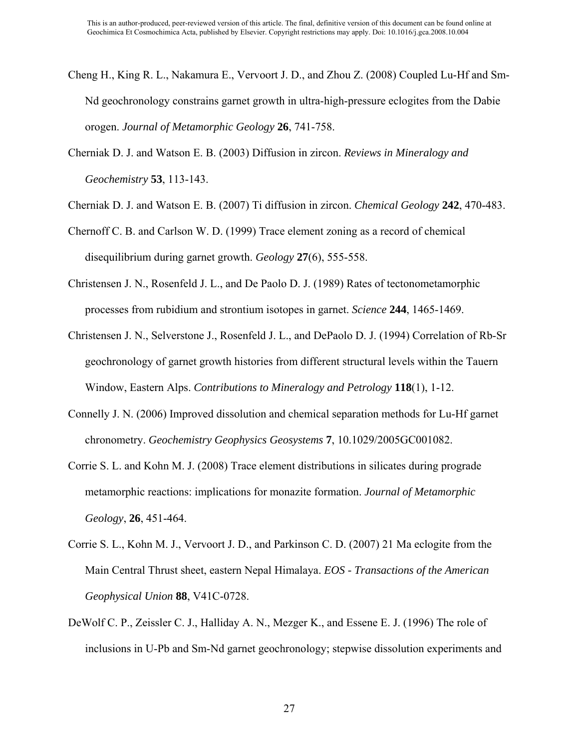Cheng H., King R. L., Nakamura E., Vervoort J. D., and Zhou Z. (2008) Coupled Lu-Hf and Sm-Nd geochronology constrains garnet growth in ultra-high-pressure eclogites from the Dabie orogen. *Journal of Metamorphic Geology* **26**, 741-758.

Cherniak D. J. and Watson E. B. (2003) Diffusion in zircon. *Reviews in Mineralogy and Geochemistry* **53**, 113-143.

Cherniak D. J. and Watson E. B. (2007) Ti diffusion in zircon. *Chemical Geology* **242**, 470-483.

Chernoff C. B. and Carlson W. D. (1999) Trace element zoning as a record of chemical disequilibrium during garnet growth. *Geology* **27**(6), 555-558.

Christensen J. N., Rosenfeld J. L., and De Paolo D. J. (1989) Rates of tectonometamorphic processes from rubidium and strontium isotopes in garnet. *Science* **244**, 1465-1469.

Christensen J. N., Selverstone J., Rosenfeld J. L., and DePaolo D. J. (1994) Correlation of Rb-Sr geochronology of garnet growth histories from different structural levels within the Tauern Window, Eastern Alps. *Contributions to Mineralogy and Petrology* **118**(1), 1-12.

Connelly J. N. (2006) Improved dissolution and chemical separation methods for Lu-Hf garnet chronometry. *Geochemistry Geophysics Geosystems* **7**, 10.1029/2005GC001082.

Corrie S. L. and Kohn M. J. (2008) Trace element distributions in silicates during prograde metamorphic reactions: implications for monazite formation. *Journal of Metamorphic Geology*, **26**, 451-464.

Corrie S. L., Kohn M. J., Vervoort J. D., and Parkinson C. D. (2007) 21 Ma eclogite from the Main Central Thrust sheet, eastern Nepal Himalaya. *EOS - Transactions of the American Geophysical Union* **88**, V41C-0728.

DeWolf C. P., Zeissler C. J., Halliday A. N., Mezger K., and Essene E. J. (1996) The role of inclusions in U-Pb and Sm-Nd garnet geochronology; stepwise dissolution experiments and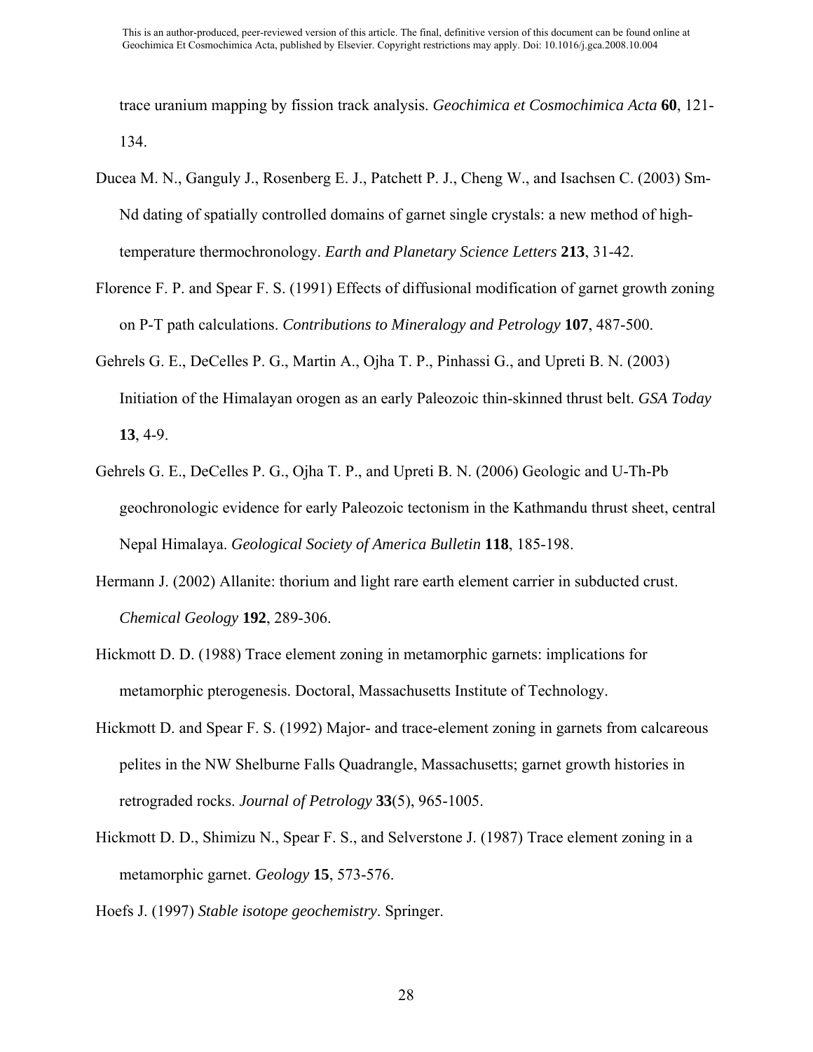trace uranium mapping by fission track analysis. *Geochimica et Cosmochimica Acta* **60**, 121-134.

Ducea M. N., Ganguly J., Rosenberg E. J., Patchett P. J., Cheng W., and Isachsen C. (2003) Sm-Nd dating of spatially controlled domains of garnet single crystals: a new method of high-temperature thermochronology. *Earth and Planetary Science Letters* **213**, 31-42.

Florence F. P. and Spear F. S. (1991) Effects of diffusional modification of garnet growth zoning on P-T path calculations. *Contributions to Mineralogy and Petrology* **107**, 487-500.

Gehrels G. E., DeCelles P. G., Martin A., Ojha T. P., Pinhassi G., and Upreti B. N. (2003) Initiation of the Himalayan orogen as an early Paleozoic thin-skinned thrust belt. *GSA Today* **13**, 4-9.

Gehrels G. E., DeCelles P. G., Ojha T. P., and Upreti B. N. (2006) Geologic and U-Th-Pb geochronologic evidence for early Paleozoic tectonism in the Kathmandu thrust sheet, central Nepal Himalaya. *Geological Society of America Bulletin* **118**, 185-198.

Hermann J. (2002) Allanite: thorium and light rare earth element carrier in subducted crust. *Chemical Geology* **192**, 289-306.

Hickmott D. D. (1988) Trace element zoning in metamorphic garnets: implications for metamorphic pterogenesis. Doctoral, Massachusetts Institute of Technology.

Hickmott D. and Spear F. S. (1992) Major- and trace-element zoning in garnets from calcareous pelites in the NW Shelburne Falls Quadrangle, Massachusetts; garnet growth histories in retrograded rocks. *Journal of Petrology* **33**(5), 965-1005.

Hickmott D. D., Shimizu N., Spear F. S., and Selverstone J. (1987) Trace element zoning in a metamorphic garnet. *Geology* **15**, 573-576.

Hoefs J. (1997) *Stable isotope geochemistry*. Springer.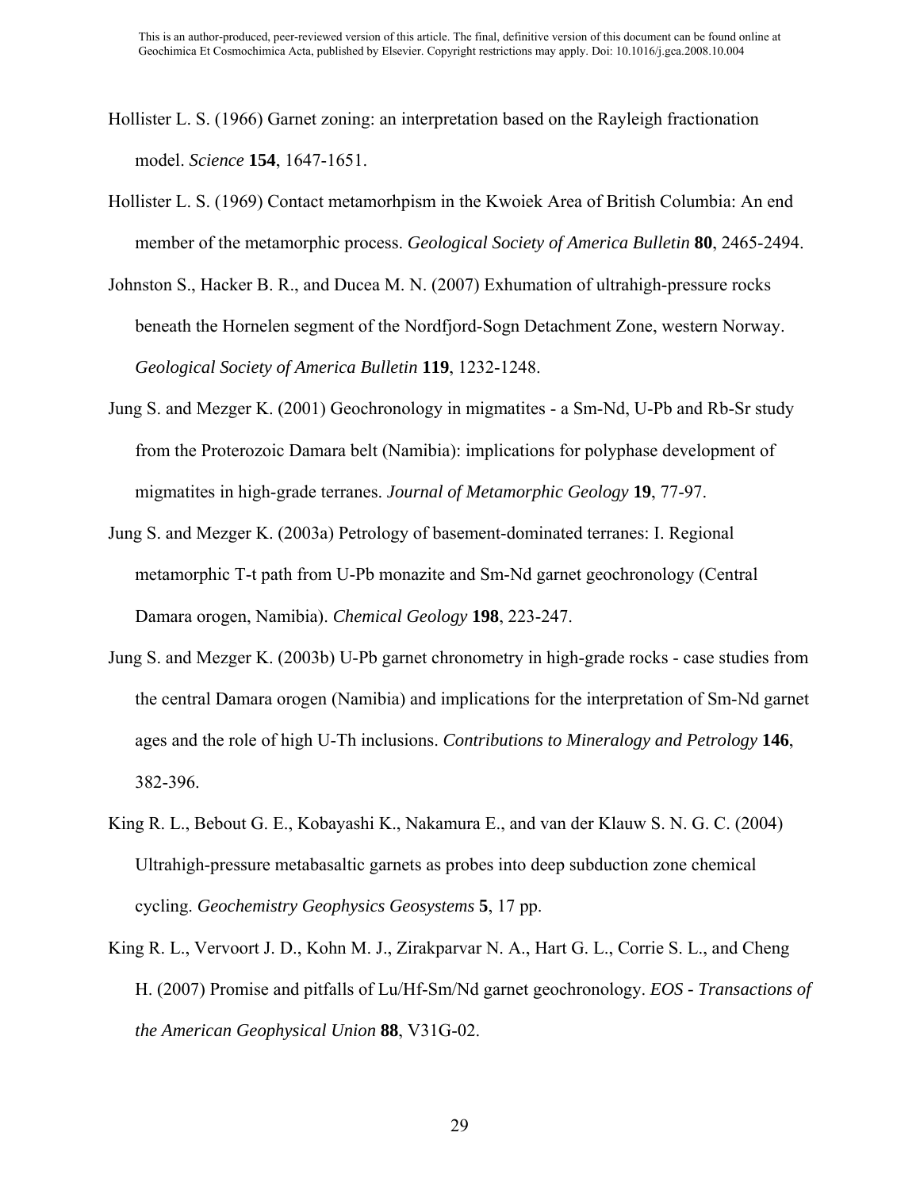Hollister L. S. (1966) Garnet zoning: an interpretation based on the Rayleigh fractionation model. *Science* **154**, 1647-1651.

Hollister L. S. (1969) Contact metamorhpism in the Kwoiek Area of British Columbia: An end member of the metamorphic process. *Geological Society of America Bulletin* **80**, 2465-2494.

Johnston S., Hacker B. R., and Ducea M. N. (2007) Exhumation of ultrahigh-pressure rocks beneath the Hornelen segment of the Nordfjord-Sogn Detachment Zone, western Norway. *Geological Society of America Bulletin* **119**, 1232-1248.

Jung S. and Mezger K. (2001) Geochronology in migmatites - a Sm-Nd, U-Pb and Rb-Sr study from the Proterozoic Damara belt (Namibia): implications for polyphase development of migmatites in high-grade terranes. *Journal of Metamorphic Geology* **19**, 77-97.

Jung S. and Mezger K. (2003a) Petrology of basement-dominated terranes: I. Regional metamorphic T-t path from U-Pb monazite and Sm-Nd garnet geochronology (Central Damara orogen, Namibia). *Chemical Geology* **198**, 223-247.

Jung S. and Mezger K. (2003b) U-Pb garnet chronometry in high-grade rocks - case studies from the central Damara orogen (Namibia) and implications for the interpretation of Sm-Nd garnet ages and the role of high U-Th inclusions. *Contributions to Mineralogy and Petrology* **146**, 382-396.

King R. L., Bebout G. E., Kobayashi K., Nakamura E., and van der Klauw S. N. G. C. (2004) Ultrahigh-pressure metabasaltic garnets as probes into deep subduction zone chemical cycling. *Geochemistry Geophysics Geosystems* **5**, 17 pp.

King R. L., Vervoort J. D., Kohn M. J., Zirakparvar N. A., Hart G. L., Corrie S. L., and Cheng H. (2007) Promise and pitfalls of Lu/Hf-Sm/Nd garnet geochronology. *EOS - Transactions of the American Geophysical Union* **88**, V31G-02.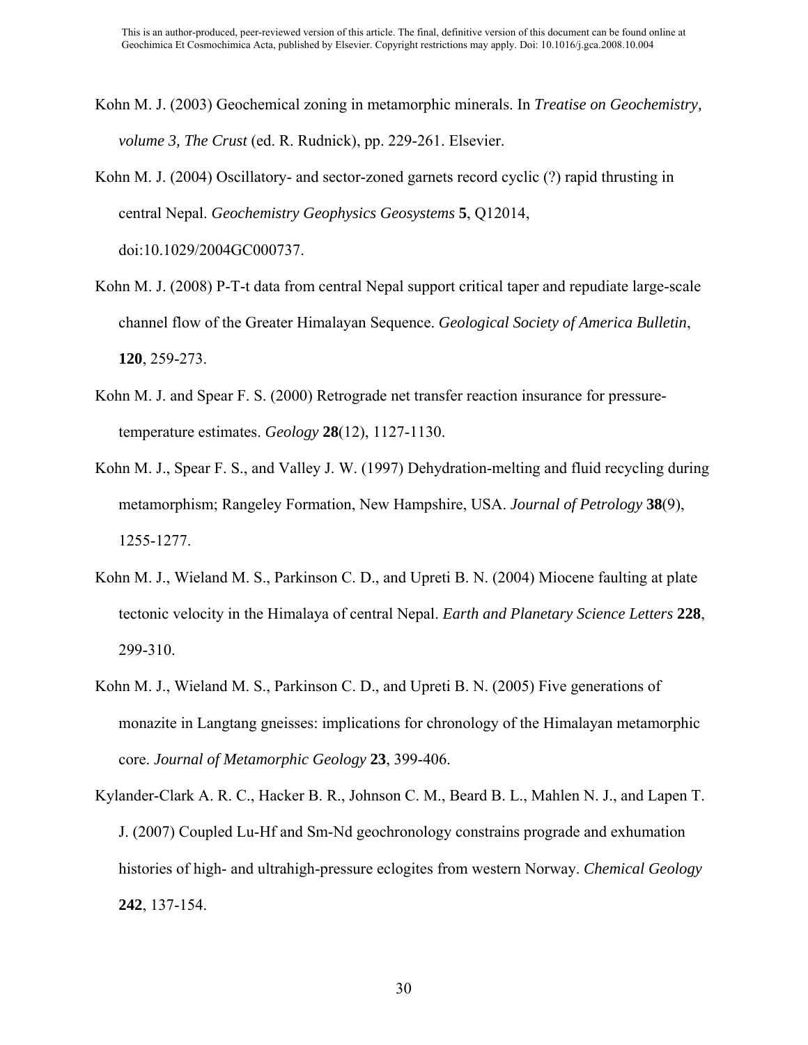Kohn M. J. (2003) Geochemical zoning in metamorphic minerals. In *Treatise on Geochemistry, volume 3, The Crust* (ed. R. Rudnick), pp. 229-261. Elsevier.

Kohn M. J. (2004) Oscillatory- and sector-zoned garnets record cyclic (?) rapid thrusting in central Nepal. *Geochemistry Geophysics Geosystems* **5**, Q12014, doi:10.1029/2004GC000737.

Kohn M. J. (2008) P-T-t data from central Nepal support critical taper and repudiate large-scale channel flow of the Greater Himalayan Sequence. *Geological Society of America Bulletin*, **120**, 259-273.

Kohn M. J. and Spear F. S. (2000) Retrograde net transfer reaction insurance for pressure-temperature estimates. *Geology* **28**(12), 1127-1130.

Kohn M. J., Spear F. S., and Valley J. W. (1997) Dehydration-melting and fluid recycling during metamorphism; Rangeley Formation, New Hampshire, USA. *Journal of Petrology* **38**(9), 1255-1277.

Kohn M. J., Wieland M. S., Parkinson C. D., and Upreti B. N. (2004) Miocene faulting at plate tectonic velocity in the Himalaya of central Nepal. *Earth and Planetary Science Letters* **228**, 299-310.

Kohn M. J., Wieland M. S., Parkinson C. D., and Upreti B. N. (2005) Five generations of monazite in Langtang gneisses: implications for chronology of the Himalayan metamorphic core. *Journal of Metamorphic Geology* **23**, 399-406.

Kylander-Clark A. R. C., Hacker B. R., Johnson C. M., Beard B. L., Mahlen N. J., and Lapen T. J. (2007) Coupled Lu-Hf and Sm-Nd geochronology constrains prograde and exhumation histories of high- and ultrahigh-pressure eclogites from western Norway. *Chemical Geology* **242**, 137-154.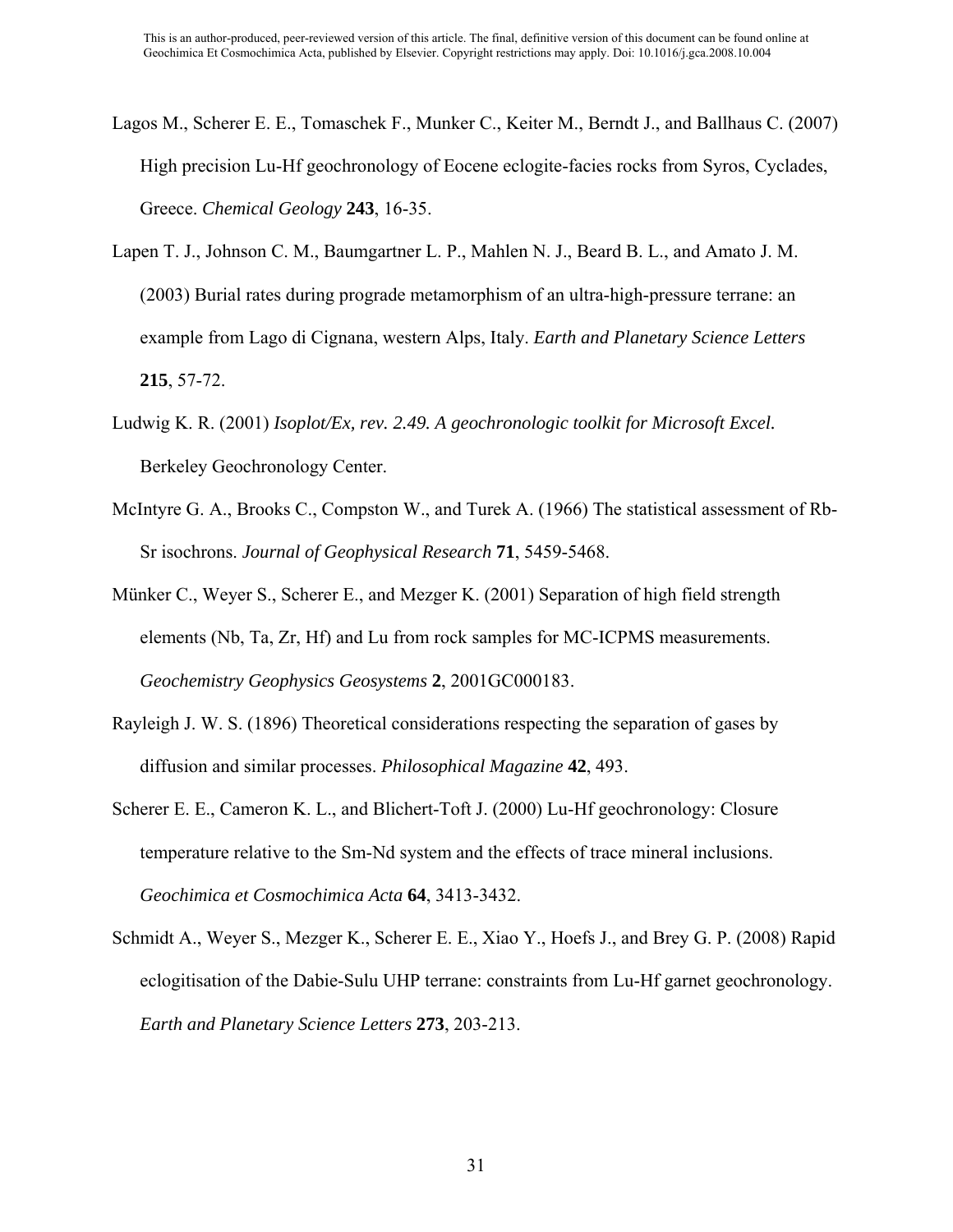Lagos M., Scherer E. E., Tomaschek F., Munker C., Keiter M., Berndt J., and Ballhaus C. (2007) High precision Lu-Hf geochronology of Eocene eclogite-facies rocks from Syros, Cyclades, Greece. *Chemical Geology* **243**, 16-35.

Lapen T. J., Johnson C. M., Baumgartner L. P., Mahlen N. J., Beard B. L., and Amato J. M. (2003) Burial rates during prograde metamorphism of an ultra-high-pressure terrane: an example from Lago di Cignana, western Alps, Italy. *Earth and Planetary Science Letters* **215**, 57-72.

Ludwig K. R. (2001) *Isoplot/Ex, rev. 2.49. A geochronologic toolkit for Microsoft Excel.* Berkeley Geochronology Center.

McIntyre G. A., Brooks C., Compston W., and Turek A. (1966) The statistical assessment of Rb-Sr isochrons. *Journal of Geophysical Research* **71**, 5459-5468.

Münker C., Weyer S., Scherer E., and Mezger K. (2001) Separation of high field strength elements (Nb, Ta, Zr, Hf) and Lu from rock samples for MC-ICPMS measurements. *Geochemistry Geophysics Geosystems* **2**, 2001GC000183.

Rayleigh J. W. S. (1896) Theoretical considerations respecting the separation of gases by diffusion and similar processes. *Philosophical Magazine* **42**, 493.

Scherer E. E., Cameron K. L., and Blichert-Toft J. (2000) Lu-Hf geochronology: Closure temperature relative to the Sm-Nd system and the effects of trace mineral inclusions. *Geochimica et Cosmochimica Acta* **64**, 3413-3432.

Schmidt A., Weyer S., Mezger K., Scherer E. E., Xiao Y., Hoefs J., and Brey G. P. (2008) Rapid eclogitisation of the Dabie-Sulu UHP terrane: constraints from Lu-Hf garnet geochronology. *Earth and Planetary Science Letters* **273**, 203-213.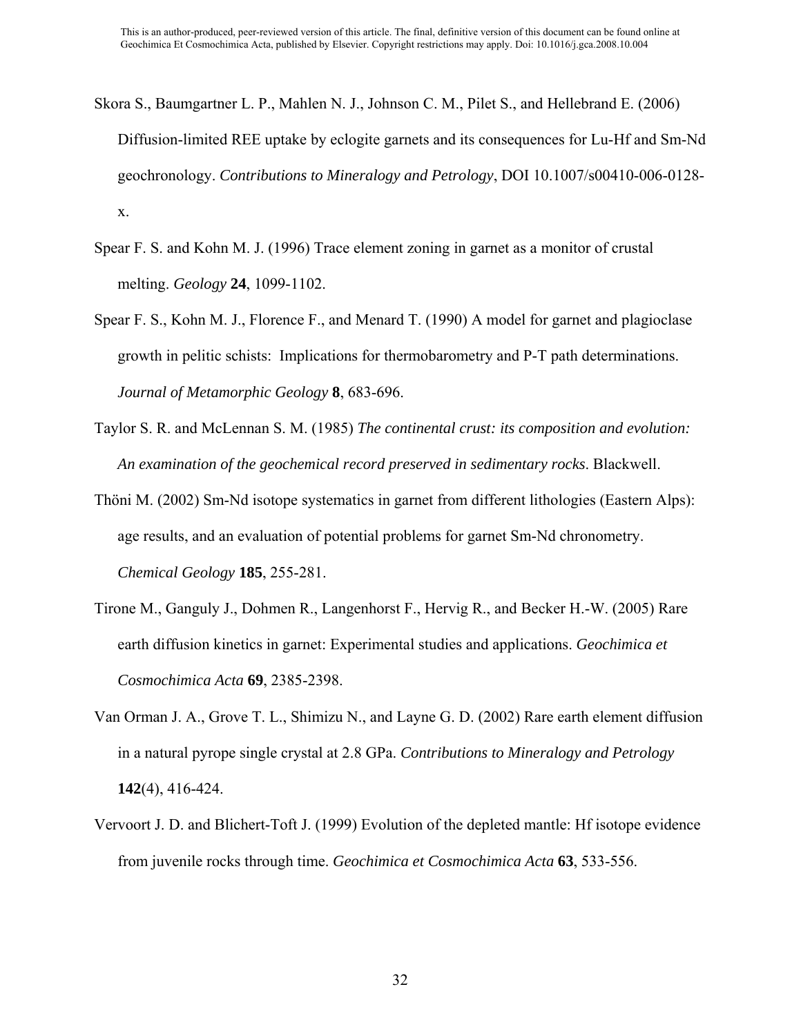Skora S., Baumgartner L. P., Mahlen N. J., Johnson C. M., Pilet S., and Hellebrand E. (2006) Diffusion-limited REE uptake by eclogite garnets and its consequences for Lu-Hf and Sm-Nd geochronology. *Contributions to Mineralogy and Petrology*, DOI 10.1007/s00410-006-0128-x.

Spear F. S. and Kohn M. J. (1996) Trace element zoning in garnet as a monitor of crustal melting. *Geology* **24**, 1099-1102.

Spear F. S., Kohn M. J., Florence F., and Menard T. (1990) A model for garnet and plagioclase growth in pelitic schists: Implications for thermobarometry and P-T path determinations. *Journal of Metamorphic Geology* **8**, 683-696.

Taylor S. R. and McLennan S. M. (1985) *The continental crust: its composition and evolution: An examination of the geochemical record preserved in sedimentary rocks*. Blackwell.

Thöni M. (2002) Sm-Nd isotope systematics in garnet from different lithologies (Eastern Alps): age results, and an evaluation of potential problems for garnet Sm-Nd chronometry. *Chemical Geology* **185**, 255-281.

Tirone M., Ganguly J., Dohmen R., Langenhorst F., Hervig R., and Becker H.-W. (2005) Rare earth diffusion kinetics in garnet: Experimental studies and applications. *Geochimica et Cosmochimica Acta* **69**, 2385-2398.

Van Orman J. A., Grove T. L., Shimizu N., and Layne G. D. (2002) Rare earth element diffusion in a natural pyrope single crystal at 2.8 GPa. *Contributions to Mineralogy and Petrology* **142**(4), 416-424.

Vervoort J. D. and Blichert-Toft J. (1999) Evolution of the depleted mantle: Hf isotope evidence from juvenile rocks through time. *Geochimica et Cosmochimica Acta* **63**, 533-556.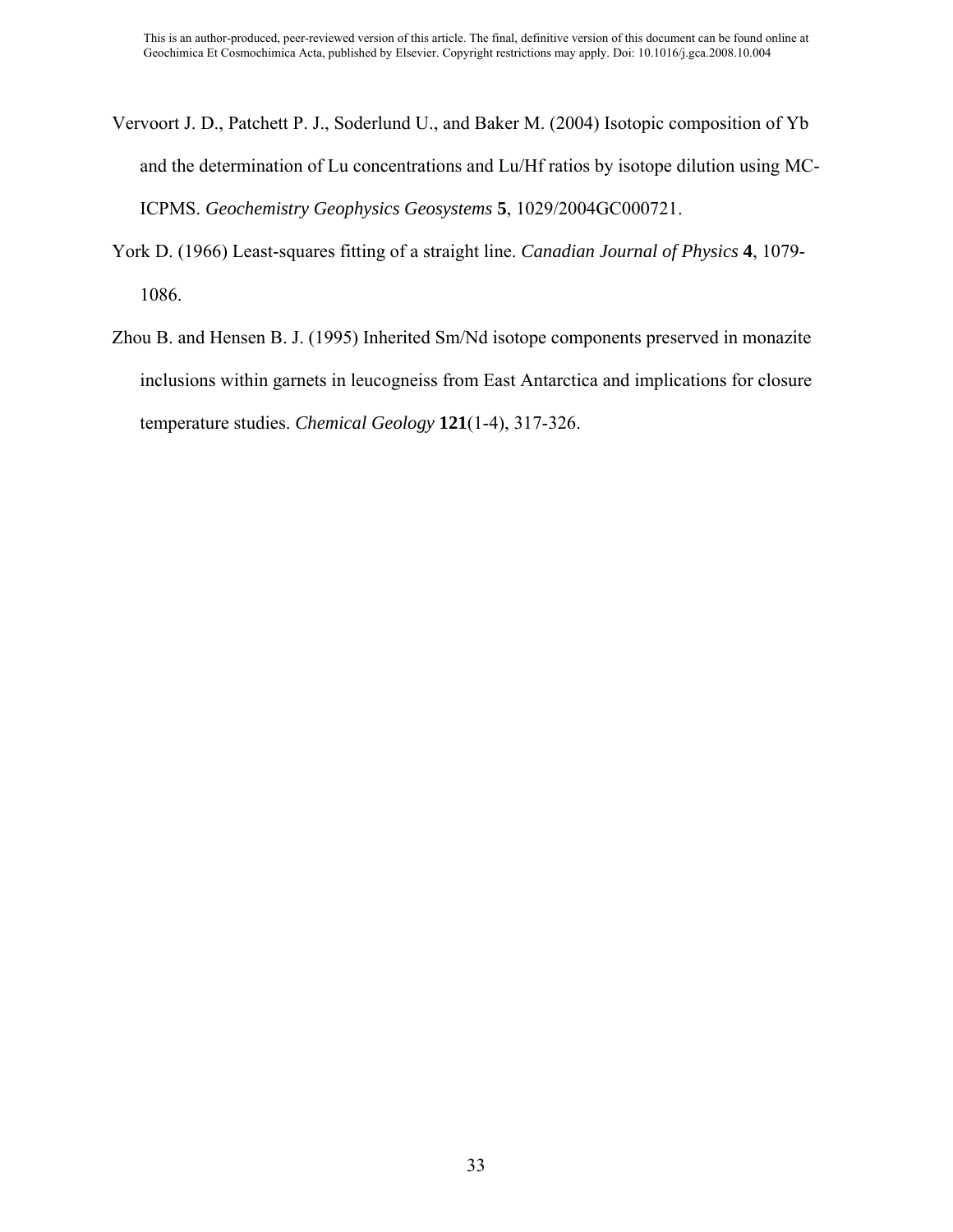Vervoort J. D., Patchett P. J., Soderlund U., and Baker M. (2004) Isotopic composition of Yb and the determination of Lu concentrations and Lu/Hf ratios by isotope dilution using MC-ICPMS. *Geochemistry Geophysics Geosystems* **5**, 1029/2004GC000721.

York D. (1966) Least-squares fitting of a straight line. *Canadian Journal of Physics* **4**, 1079-1086.

Zhou B. and Hensen B. J. (1995) Inherited Sm/Nd isotope components preserved in monazite inclusions within garnets in leucogneiss from East Antarctica and implications for closure temperature studies. *Chemical Geology* **121**(1-4), 317-326.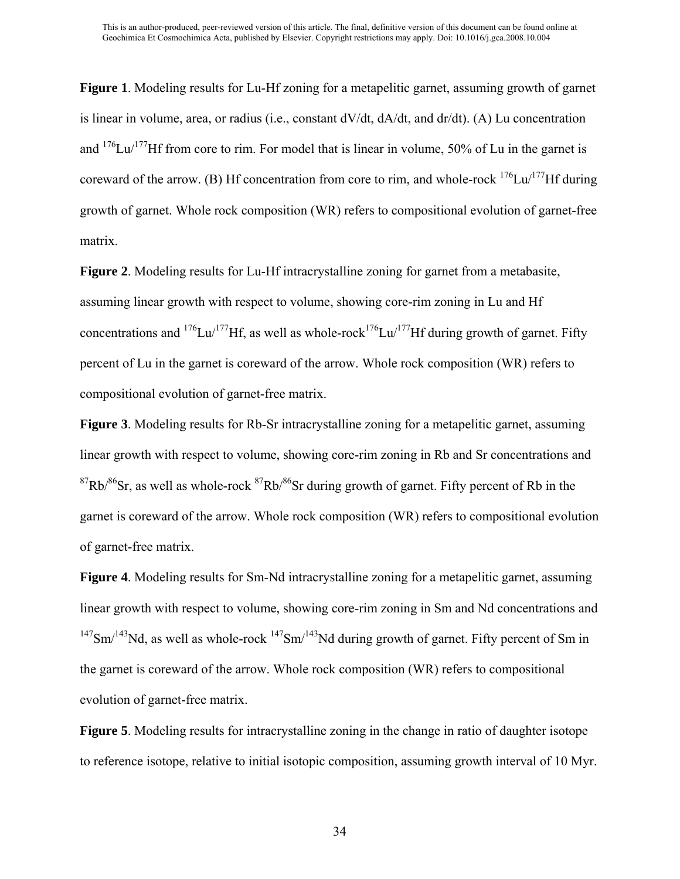**Figure 1**. Modeling results for Lu-Hf zoning for a metapelitic garnet, assuming growth of garnet is linear in volume, area, or radius (i.e., constant dV/dt, dA/dt, and dr/dt). (A) Lu concentration and $^{176}Lu/^{177}Hf$ from core to rim. For model that is linear in volume, 50% of Lu in the garnet is coreward of the arrow. (B) Hf concentration from core to rim, and whole-rock $^{176}Lu/^{177}Hf$ during growth of garnet. Whole rock composition (WR) refers to compositional evolution of garnet-free matrix.

**Figure 2**. Modeling results for Lu-Hf intracrystalline zoning for garnet from a metabasite, assuming linear growth with respect to volume, showing core-rim zoning in Lu and Hf concentrations and $^{176}Lu/^{177}Hf$, as well as whole-rock $^{176}Lu/^{177}Hf$ during growth of garnet. Fifty percent of Lu in the garnet is coreward of the arrow. Whole rock composition (WR) refers to compositional evolution of garnet-free matrix.

**Figure 3**. Modeling results for Rb-Sr intracrystalline zoning for a metapelitic garnet, assuming linear growth with respect to volume, showing core-rim zoning in Rb and Sr concentrations and $^{87}Rb/^{86}Sr$, as well as whole-rock $^{87}Rb/^{86}Sr$ during growth of garnet. Fifty percent of Rb in the garnet is coreward of the arrow. Whole rock composition (WR) refers to compositional evolution of garnet-free matrix.

**Figure 4**. Modeling results for Sm-Nd intracrystalline zoning for a metapelitic garnet, assuming linear growth with respect to volume, showing core-rim zoning in Sm and Nd concentrations and $^{147}Sm/^{143}Nd$, as well as whole-rock $^{147}Sm/^{143}Nd$ during growth of garnet. Fifty percent of Sm in the garnet is coreward of the arrow. Whole rock composition (WR) refers to compositional evolution of garnet-free matrix.

**Figure 5**. Modeling results for intracrystalline zoning in the change in ratio of daughter isotope to reference isotope, relative to initial isotopic composition, assuming growth interval of 10 Myr.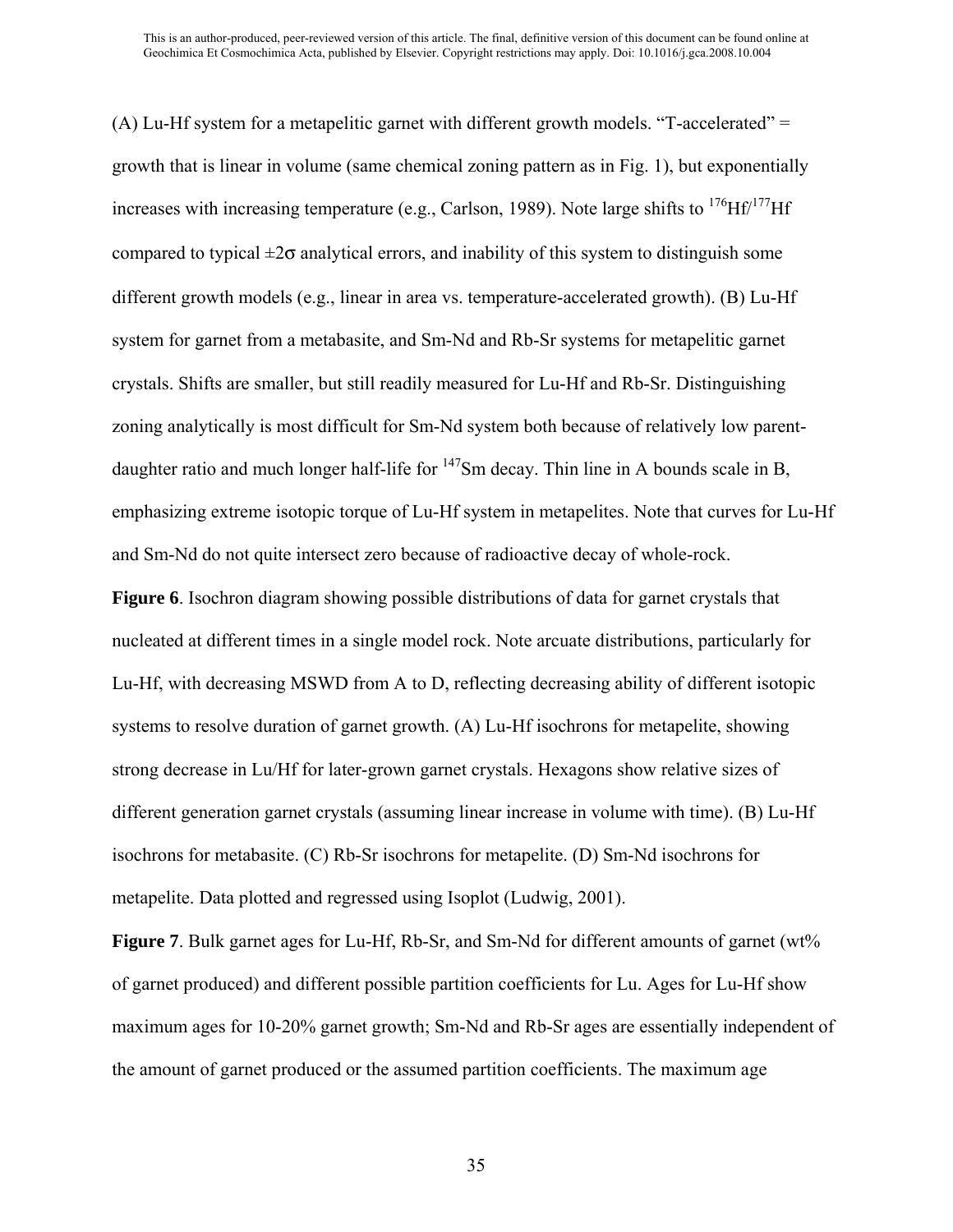(A) Lu-Hf system for a metapelitic garnet with different growth models. "T-accelerated" = growth that is linear in volume (same chemical zoning pattern as in Fig. 1), but exponentially increases with increasing temperature (e.g., Carlson, 1989). Note large shifts to $^{176}Hf/^{177}Hf$ compared to typical $\pm 2\sigma$ analytical errors, and inability of this system to distinguish some different growth models (e.g., linear in area vs. temperature-accelerated growth). (B) Lu-Hf system for garnet from a metabasite, and Sm-Nd and Rb-Sr systems for metapelitic garnet crystals. Shifts are smaller, but still readily measured for Lu-Hf and Rb-Sr. Distinguishing zoning analytically is most difficult for Sm-Nd system both because of relatively low parent-daughter ratio and much longer half-life for $^{147}Sm$ decay. Thin line in A bounds scale in B, emphasizing extreme isotopic torque of Lu-Hf system in metapelites. Note that curves for Lu-Hf and Sm-Nd do not quite intersect zero because of radioactive decay of whole-rock.

**Figure 6**. Isochron diagram showing possible distributions of data for garnet crystals that nucleated at different times in a single model rock. Note arcuate distributions, particularly for Lu-Hf, with decreasing MSWD from A to D, reflecting decreasing ability of different isotopic systems to resolve duration of garnet growth. (A) Lu-Hf isochrons for metapelite, showing strong decrease in Lu/Hf for later-grown garnet crystals. Hexagons show relative sizes of different generation garnet crystals (assuming linear increase in volume with time). (B) Lu-Hf isochrons for metabasite. (C) Rb-Sr isochrons for metapelite. (D) Sm-Nd isochrons for metapelite. Data plotted and regressed using Isoplot (Ludwig, 2001).

**Figure 7**. Bulk garnet ages for Lu-Hf, Rb-Sr, and Sm-Nd for different amounts of garnet (wt% of garnet produced) and different possible partition coefficients for Lu. Ages for Lu-Hf show maximum ages for 10-20% garnet growth; Sm-Nd and Rb-Sr ages are essentially independent of the amount of garnet produced or the assumed partition coefficients. The maximum age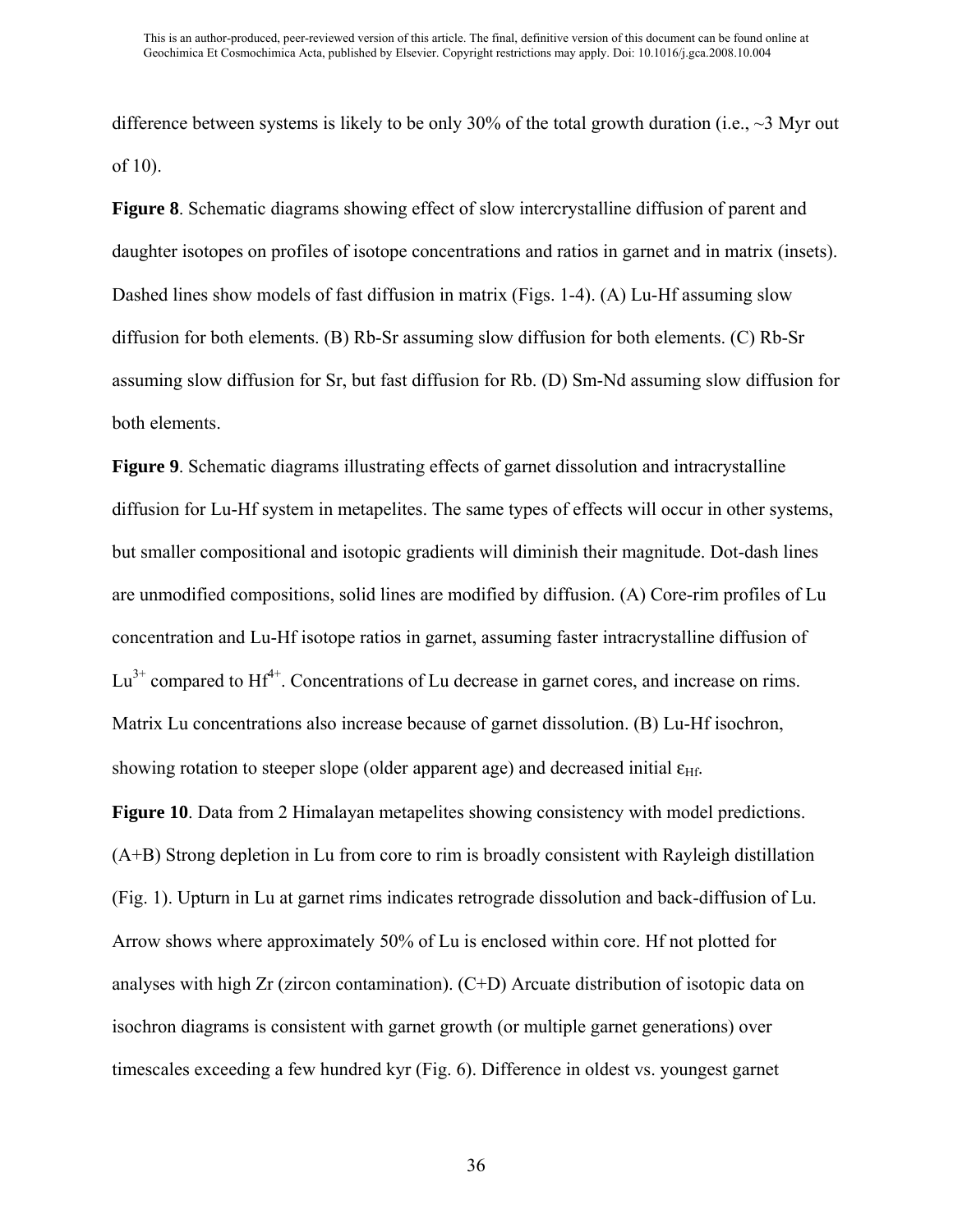difference between systems is likely to be only 30% of the total growth duration (i.e., ~3 Myr out of 10).

**Figure 8**. Schematic diagrams showing effect of slow intercrystalline diffusion of parent and daughter isotopes on profiles of isotope concentrations and ratios in garnet and in matrix (insets). Dashed lines show models of fast diffusion in matrix (Figs. 1-4). (A) Lu-Hf assuming slow diffusion for both elements. (B) Rb-Sr assuming slow diffusion for both elements. (C) Rb-Sr assuming slow diffusion for Sr, but fast diffusion for Rb. (D) Sm-Nd assuming slow diffusion for both elements.

**Figure 9**. Schematic diagrams illustrating effects of garnet dissolution and intracrystalline diffusion for Lu-Hf system in metapelites. The same types of effects will occur in other systems, but smaller compositional and isotopic gradients will diminish their magnitude. Dot-dash lines are unmodified compositions, solid lines are modified by diffusion. (A) Core-rim profiles of Lu concentration and Lu-Hf isotope ratios in garnet, assuming faster intracrystalline diffusion of $Lu^{3+}$ compared to $Hf^{4+}$. Concentrations of Lu decrease in garnet cores, and increase on rims. Matrix Lu concentrations also increase because of garnet dissolution. (B) Lu-Hf isochron, showing rotation to steeper slope (older apparent age) and decreased initial $\varepsilon_{Hf}$.

**Figure 10**. Data from 2 Himalayan metapelites showing consistency with model predictions. (A+B) Strong depletion in Lu from core to rim is broadly consistent with Rayleigh distillation (Fig. 1). Upturn in Lu at garnet rims indicates retrograde dissolution and back-diffusion of Lu. Arrow shows where approximately 50% of Lu is enclosed within core. Hf not plotted for analyses with high Zr (zircon contamination). (C+D) Arcuate distribution of isotopic data on isochron diagrams is consistent with garnet growth (or multiple garnet generations) over timescales exceeding a few hundred kyr (Fig. 6). Difference in oldest vs. youngest garnet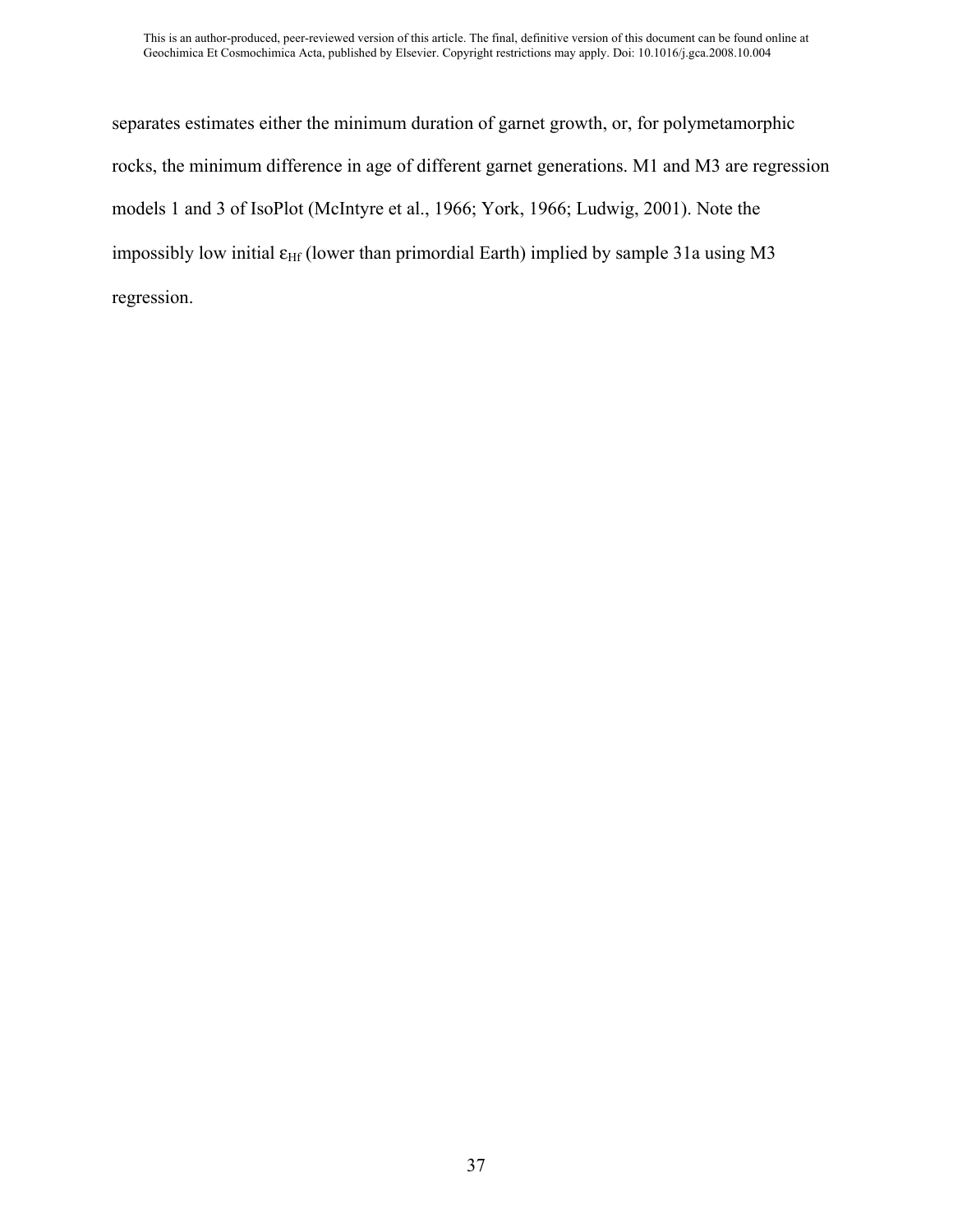separates estimates either the minimum duration of garnet growth, or, for polymetamorphic rocks, the minimum difference in age of different garnet generations. M1 and M3 are regression models 1 and 3 of IsoPlot (McIntyre et al., 1966; York, 1966; Ludwig, 2001). Note the impossibly low initial $\varepsilon_{Hf}$ (lower than primordial Earth) implied by sample 31a using M3 regression.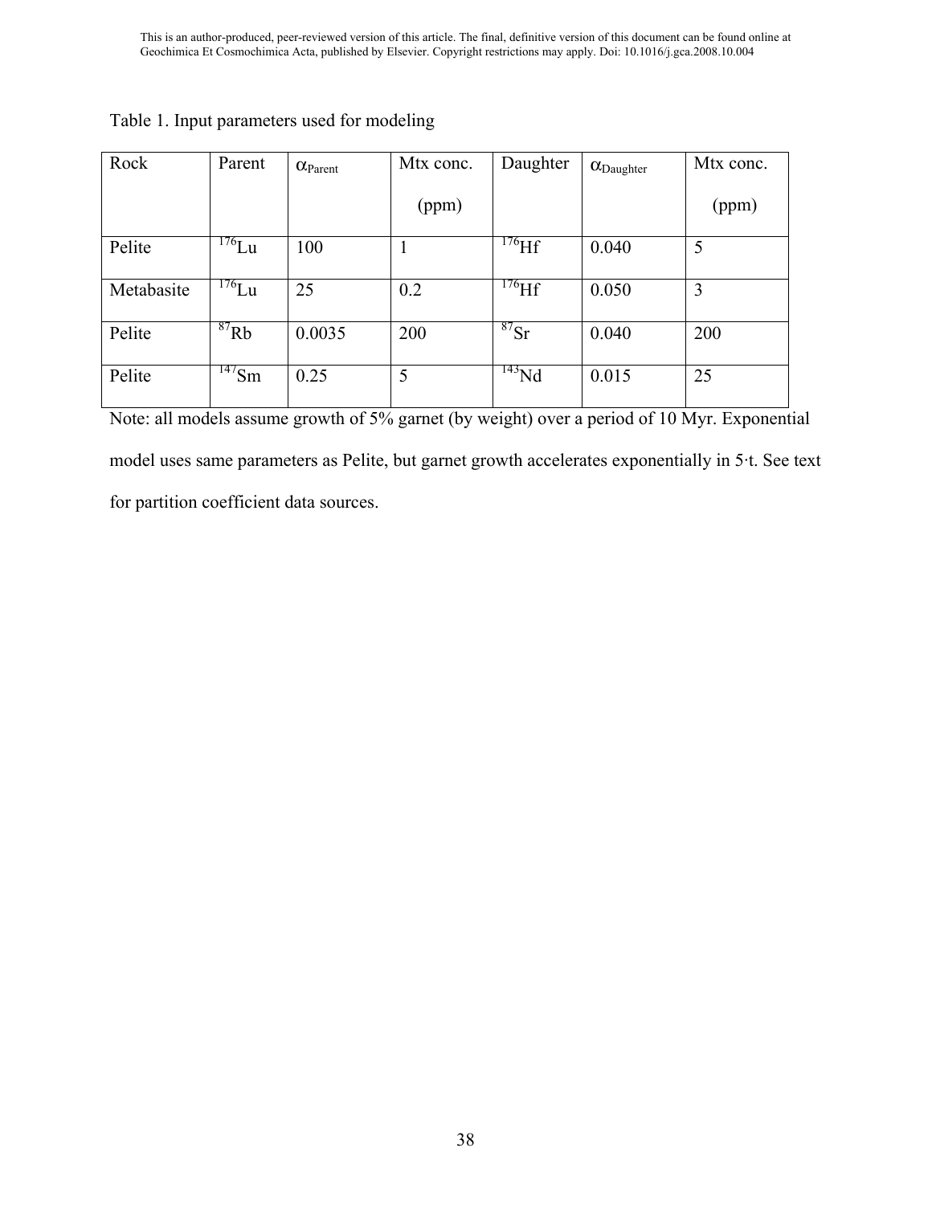Table 1. Input parameters used for modeling

| Rock | Parent | $\alpha_{Parent}$ | Mtx conc. (ppm) | Daughter | $\alpha_{Daughter}$ | Mtx conc. (ppm) |
|---|---|---|---|---|---|---|
| Pelite | $^{176}Lu$ | 100 | 1 | $^{176}Hf$ | 0.040 | 5 |
| Metabasite | $^{176}Lu$ | 25 | 0.2 | $^{176}Hf$ | 0.050 | 3 |
| Pelite | $^{87}Rb$ | 0.0035 | 200 | $^{87}Sr$ | 0.040 | 200 |
| Pelite | $^{147}Sm$ | 0.25 | 5 | $^{143}Nd$ | 0.015 | 25 |

Note: all models assume growth of 5% garnet (by weight) over a period of 10 Myr. Exponential model uses same parameters as Pelite, but garnet growth accelerates exponentially in $5 \cdot t$. See text for partition coefficient data sources.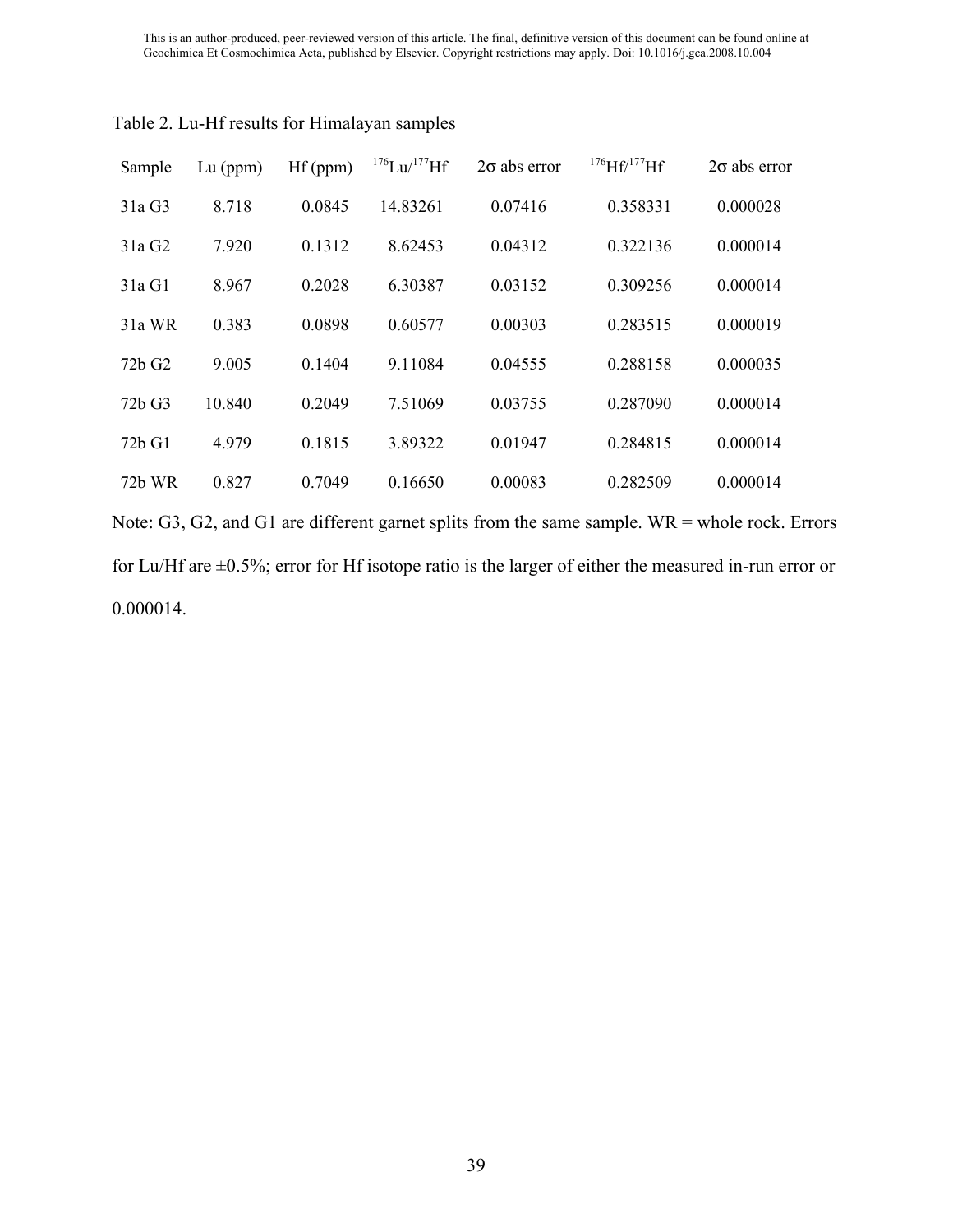Table 2. Lu-Hf results for Himalayan samples

| Sample | Lu (ppm) | Hf (ppm) | $^{176}Lu/^{177}Hf$ | 2σ abs error | $^{176}Hf/^{177}Hf$ | 2σ abs error |
|---|---|---|---|---|---|---|
| 31a G3 | 8.718 | 0.0845 | 14.83261 | 0.07416 | 0.358331 | 0.000028 |
| 31a G2 | 7.920 | 0.1312 | 8.62453 | 0.04312 | 0.322136 | 0.000014 |
| 31a G1 | 8.967 | 0.2028 | 6.30387 | 0.03152 | 0.309256 | 0.000014 |
| 31a WR | 0.383 | 0.0898 | 0.60577 | 0.00303 | 0.283515 | 0.000019 |
| 72b G2 | 9.005 | 0.1404 | 9.11084 | 0.04555 | 0.288158 | 0.000035 |
| 72b G3 | 10.840 | 0.2049 | 7.51069 | 0.03755 | 0.287090 | 0.000014 |
| 72b G1 | 4.979 | 0.1815 | 3.89322 | 0.01947 | 0.284815 | 0.000014 |
| 72b WR | 0.827 | 0.7049 | 0.16650 | 0.00083 | 0.282509 | 0.000014 |

Note: G3, G2, and G1 are different garnet splits from the same sample. WR = whole rock. Errors for Lu/Hf are ±0.5%; error for Hf isotope ratio is the larger of either the measured in-run error or 0.000014.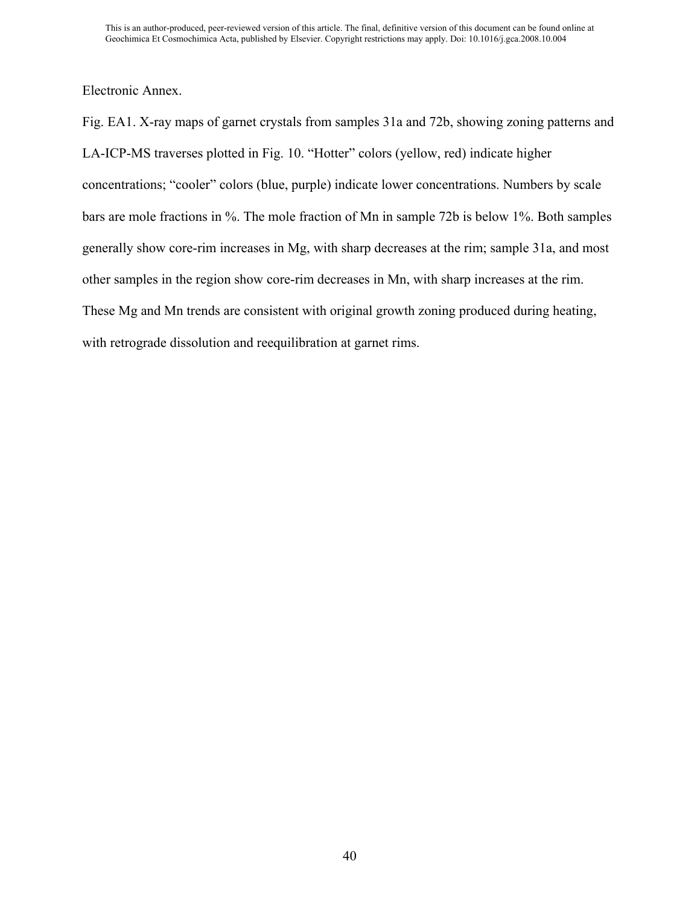Electronic Annex.

Fig. EA1. X-ray maps of garnet crystals from samples 31a and 72b, showing zoning patterns and LA-ICP-MS traverses plotted in Fig. 10. “Hotter” colors (yellow, red) indicate higher concentrations; “cooler” colors (blue, purple) indicate lower concentrations. Numbers by scale bars are mole fractions in %. The mole fraction of Mn in sample 72b is below 1%. Both samples generally show core-rim increases in Mg, with sharp decreases at the rim; sample 31a, and most other samples in the region show core-rim decreases in Mn, with sharp increases at the rim. These Mg and Mn trends are consistent with original growth zoning produced during heating, with retrograde dissolution and reequilibration at garnet rims.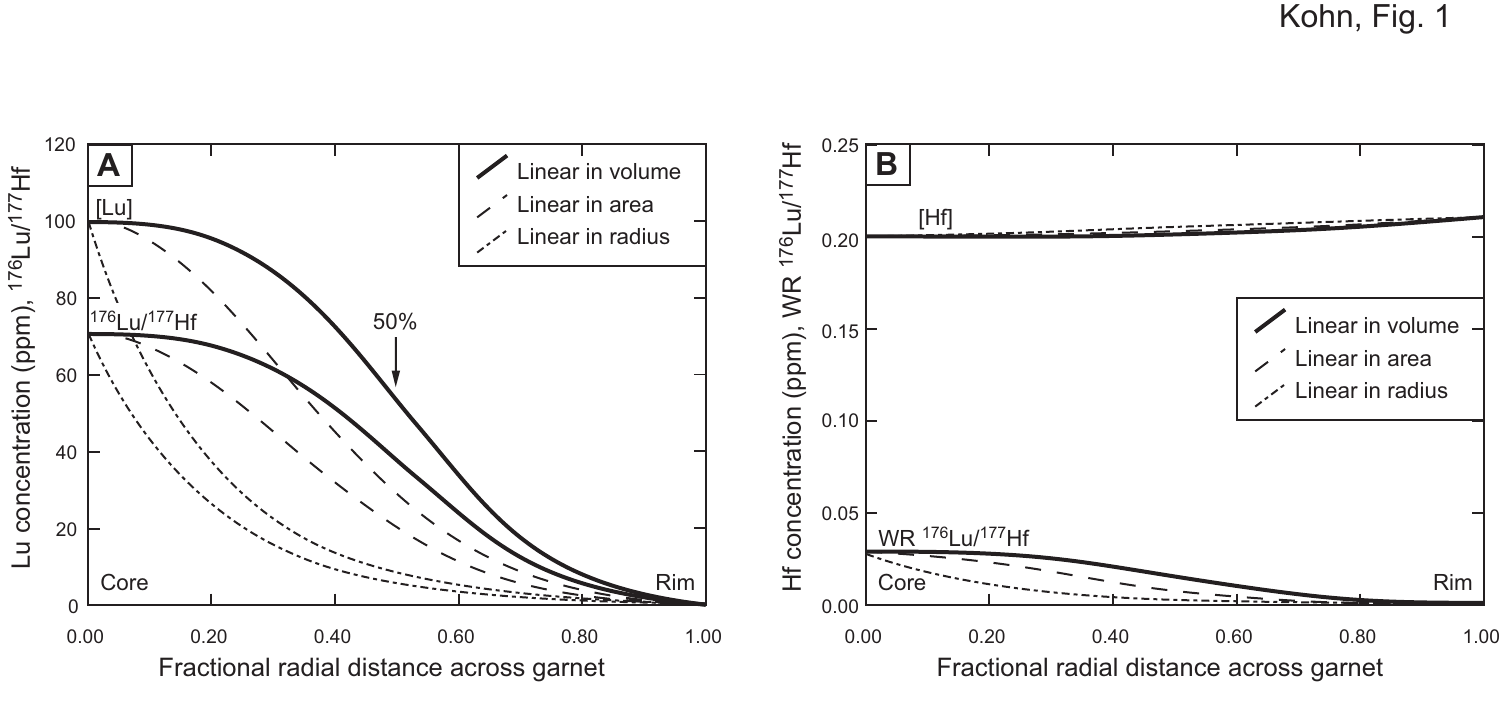Kohn, Fig. 1

**A**

[Lu]

$^{176}Lu/^{177}Hf$

50%

Linear in volume

Linear in area

Linear in radius

Lu concentration (ppm), $^{176}Lu/^{177}Hf$

Core

Rim

Fractional radial distance across garnet

**B**

[Hf]

WR $^{176}Lu/^{177}Hf$

Linear in volume

Linear in area

Linear in radius

Hf concentration (ppm), WR $^{176}Lu/^{177}Hf$

Core

Rim

Fractional radial distance across garnet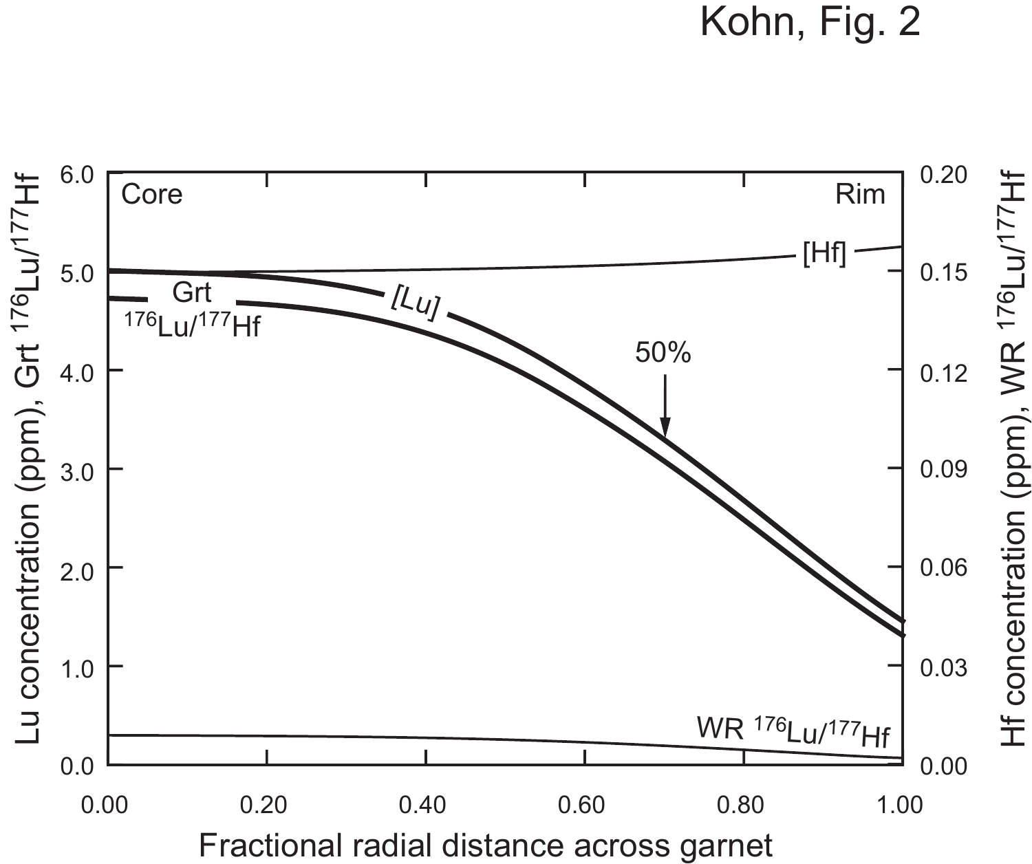Kohn, Fig. 2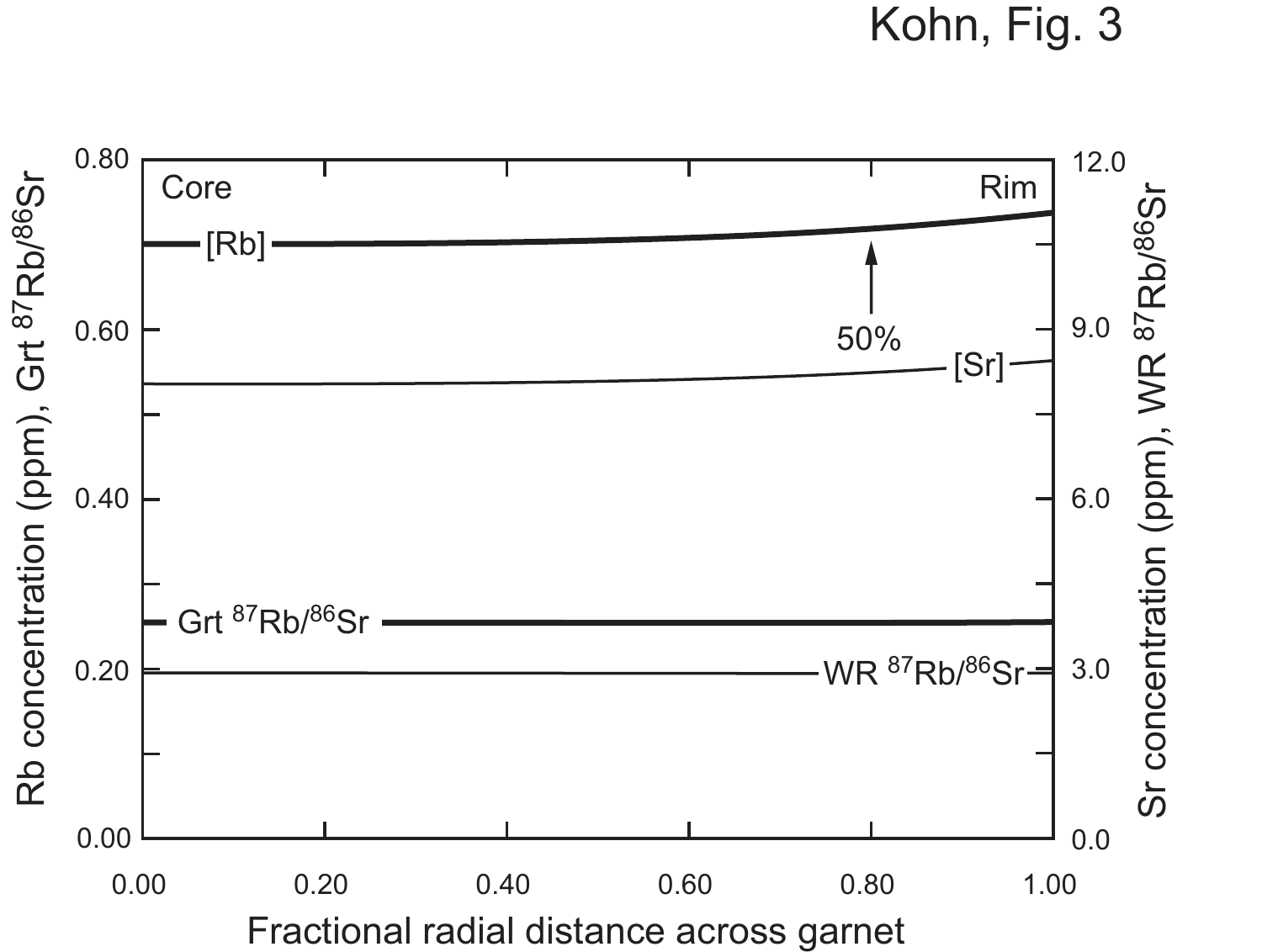Kohn, Fig. 3

Core

Rim

[Rb]

50%

[Sr]

Grt $^{87}Rb/^{86}Sr$

WR $^{87}Rb/^{86}Sr$

Rb concentration (ppm), Grt $^{87}Rb/^{86}Sr$

Sr concentration (ppm), WR $^{87}Rb/^{86}Sr$

Fractional radial distance across garnet

0.00 0.20 0.40 0.60 0.80 1.00

0.00 0.20 0.40 0.60 0.80

0.0 3.0 6.0 9.0 12.0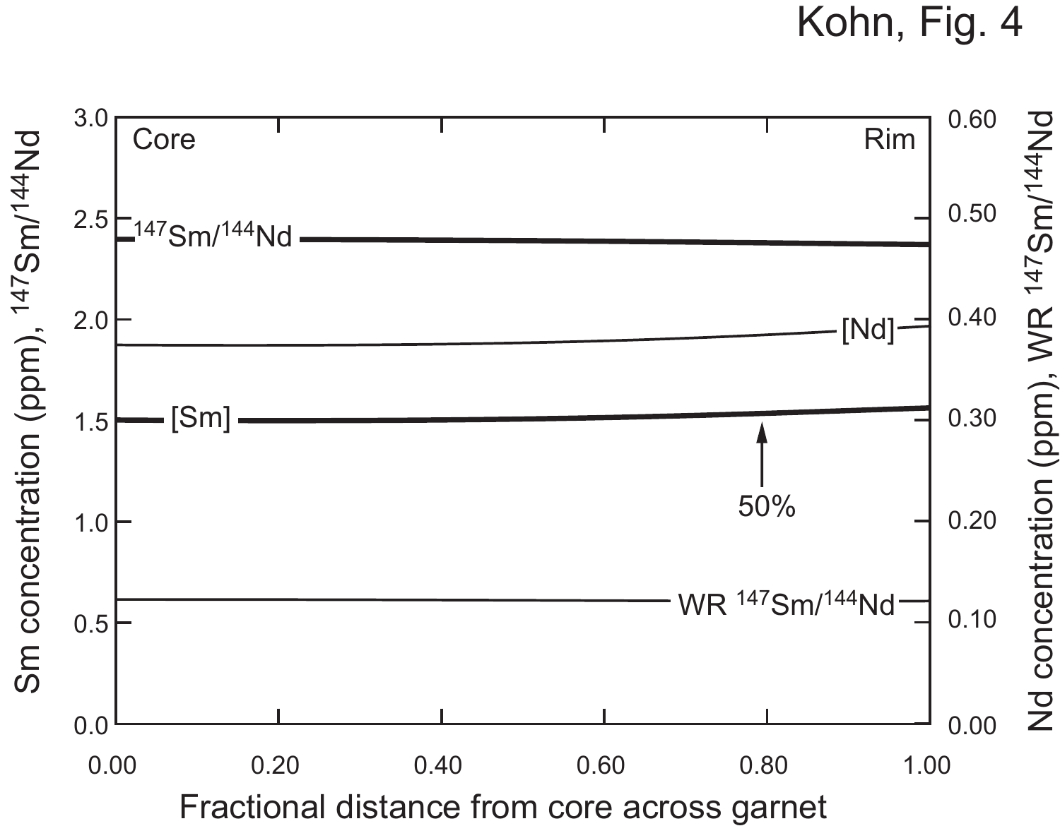Kohn, Fig. 4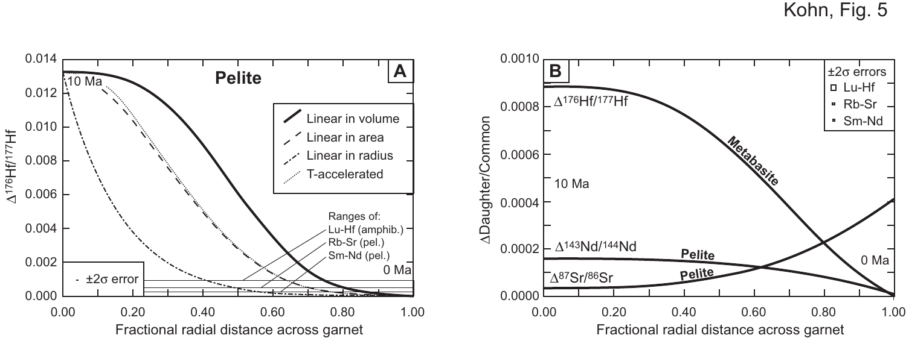Kohn, Fig. 5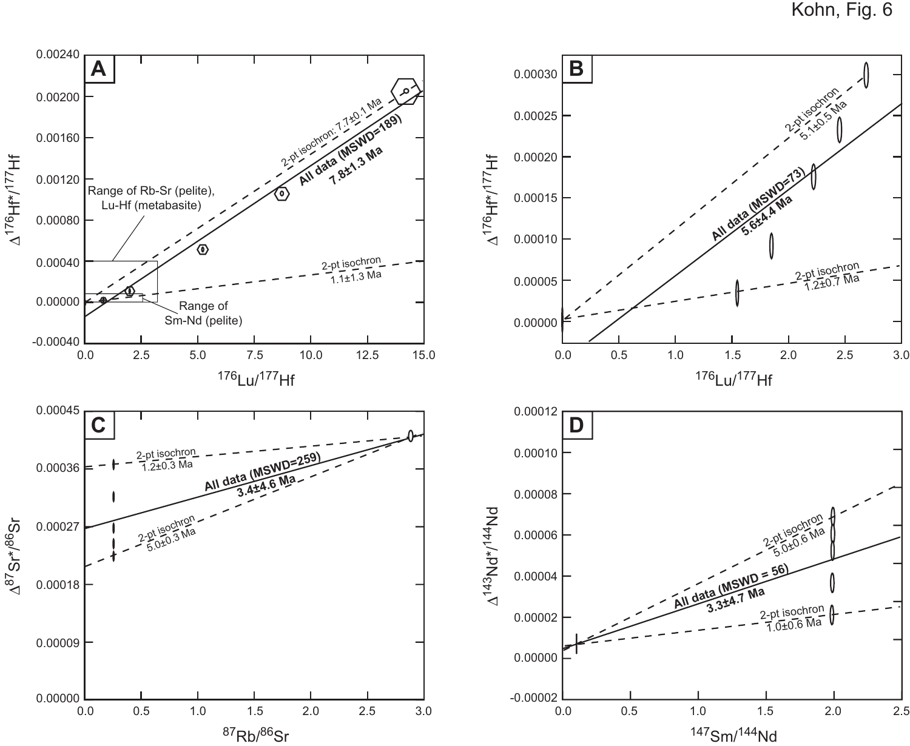Kohn, Fig. 6

**A**

$\Delta^{176}Hf^*/^{177}Hf$ vs. $^{176}Lu/^{177}Hf$

- 2-pt isochron: 7.7±0.1 Ma
- All data (MSWD=189) 7.8±1.3 Ma
- 2-pt isochron 1.1±1.3 Ma
- Range of Rb-Sr (pelite), Lu-Hf (metabasite)
- Range of Sm-Nd (pelite)

**B**

$\Delta^{176}Hf^*/^{177}Hf$ vs. $^{176}Lu/^{177}Hf$

- 2-pt isochron 5.1±0.5 Ma
- All data (MSWD=73) 5.6±4.4 Ma
- 2-pt isochron 1.2±0.7 Ma

**C**

$\Delta^{87}Sr^*/^{86}Sr$ vs. $^{87}Rb/^{86}Sr$

- 2-pt isochron 1.2±0.3 Ma
- All data (MSWD=259) 3.4±4.6 Ma
- 2-pt isochron 5.0±0.3 Ma

**D**

$\Delta^{143}Nd^*/^{144}Nd$ vs. $^{147}Sm/^{144}Nd$

- 2-pt isochron 5.0±0.6 Ma
- All data (MSWD = 56) 3.3±4.7 Ma
- 2-pt isochron 1.0±0.6 Ma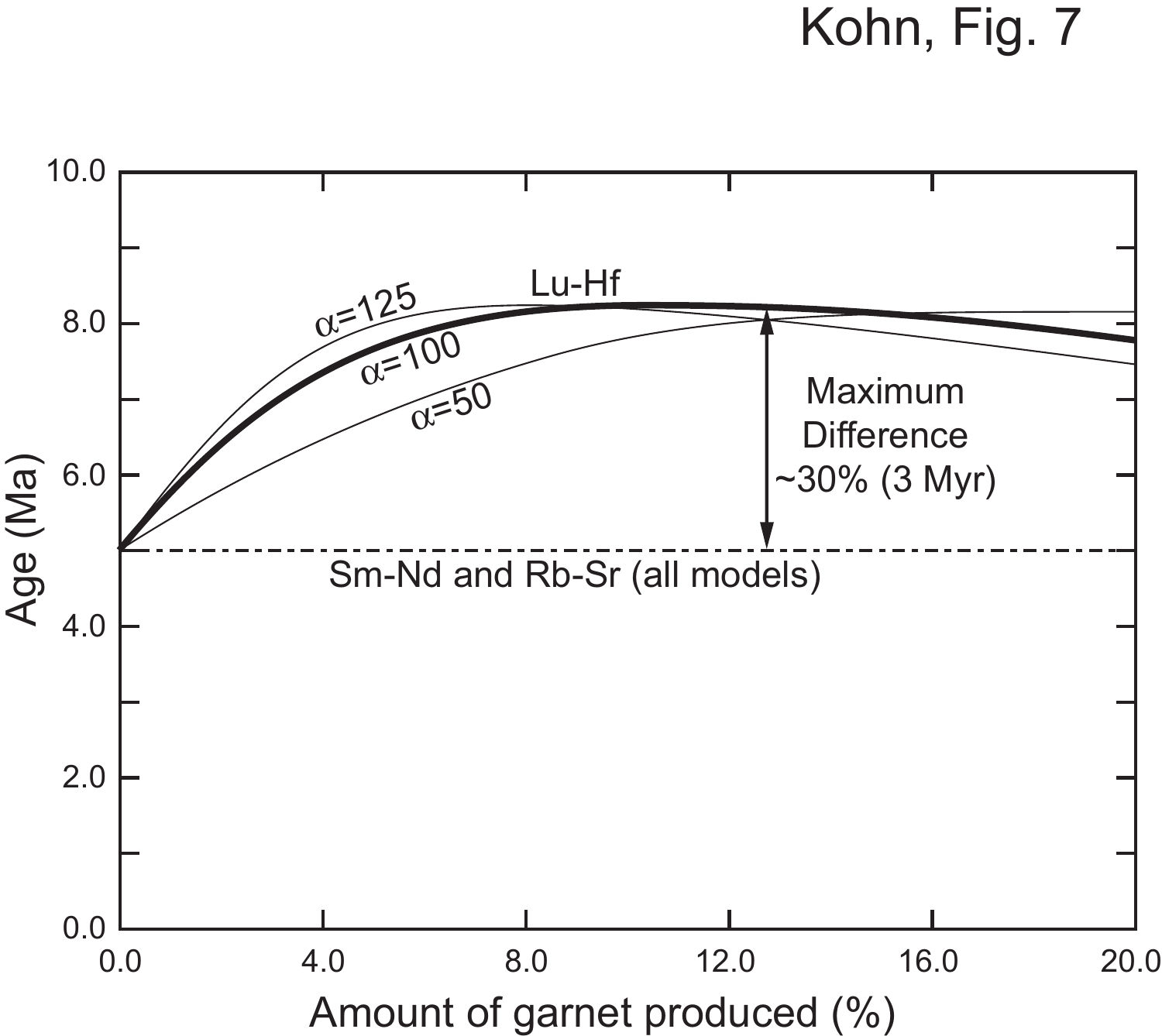Kohn, Fig. 7

Lu-Hf

$\alpha$=125

$\alpha$=100

$\alpha$=50

Maximum Difference ~30% (3 Myr)

Sm-Nd and Rb-Sr (all models)

Age (Ma)

Amount of garnet produced (%)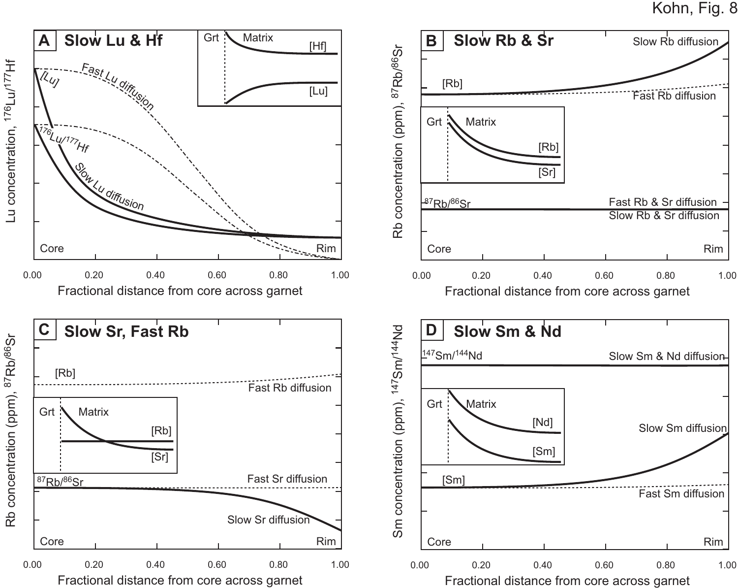Kohn, Fig. 8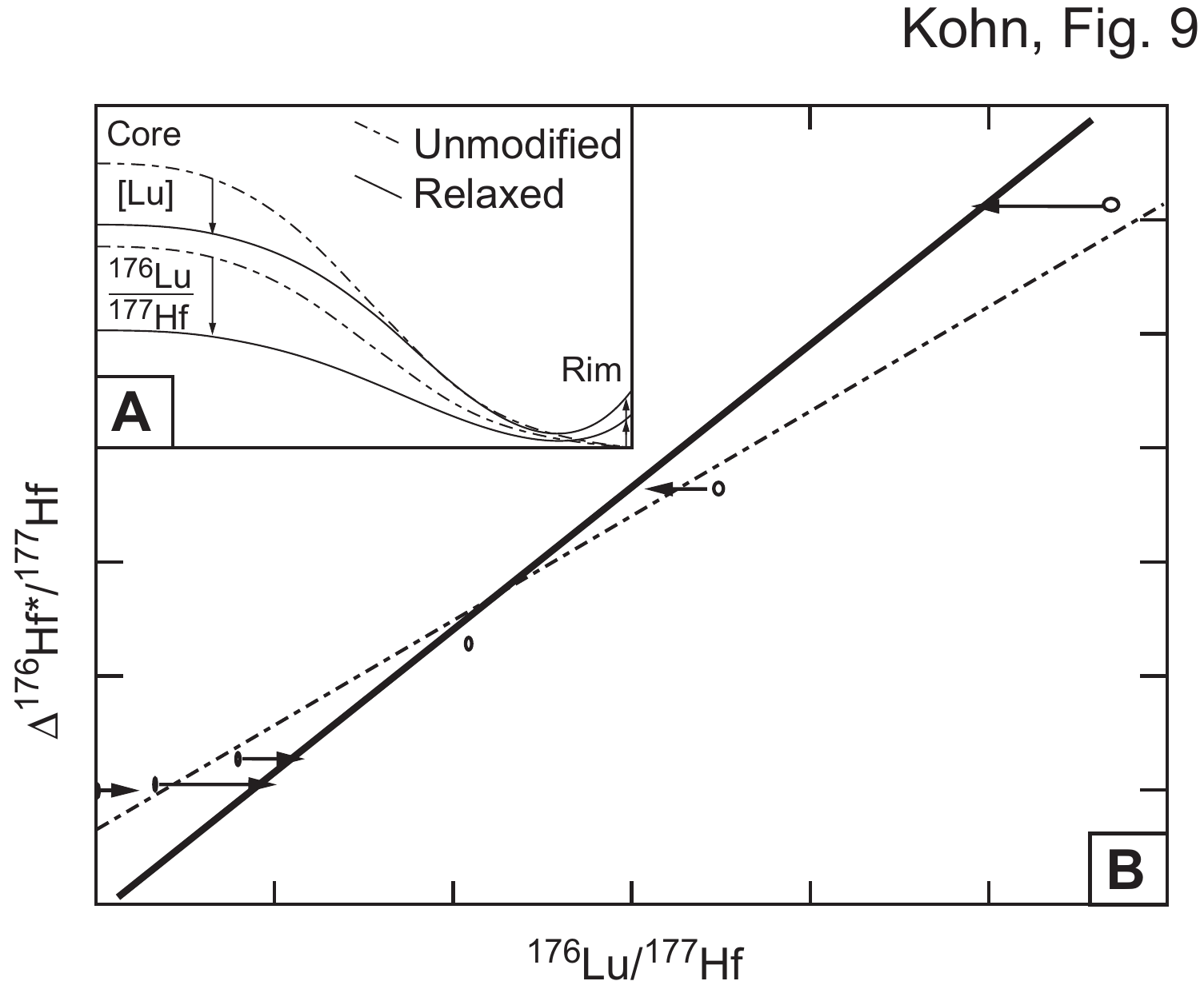Kohn, Fig. 9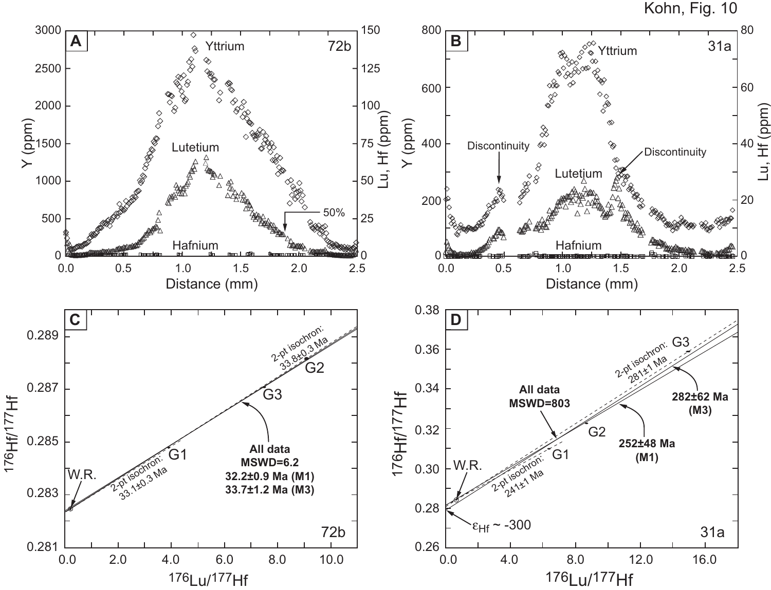Kohn, Fig. 10

A

72b

Yttrium

Lutetium

Hafnium

50%

Y (ppm)

Lu, Hf (ppm)

Distance (mm)

B

31a

Yttrium

Discontinuity

Discontinuity

Lutetium

Hafnium

Y (ppm)

Lu, Hf (ppm)

Distance (mm)

C

2-pt isochron: 33.8±0.3 Ma

G2

G3

G1

W.R.

2-pt isochron: 33.1±0.3 Ma

All data

MSWD=6.2

32.2±0.9 Ma (M1)

33.7±1.2 Ma (M3)

72b

$^{176}Hf/^{177}Hf$

$^{176}Lu/^{177}Hf$

D

2-pt isochron: 281±1 Ma

G3

All data

MSWD=803

282±62 Ma (M3)

G2

252±48 Ma (M1)

G1

W.R.

2-pt isochron: 241±1 Ma

$\varepsilon_{Hf}$ ~ -300

31a

$^{176}Hf/^{177}Hf$

$^{176}Lu/^{177}Hf$